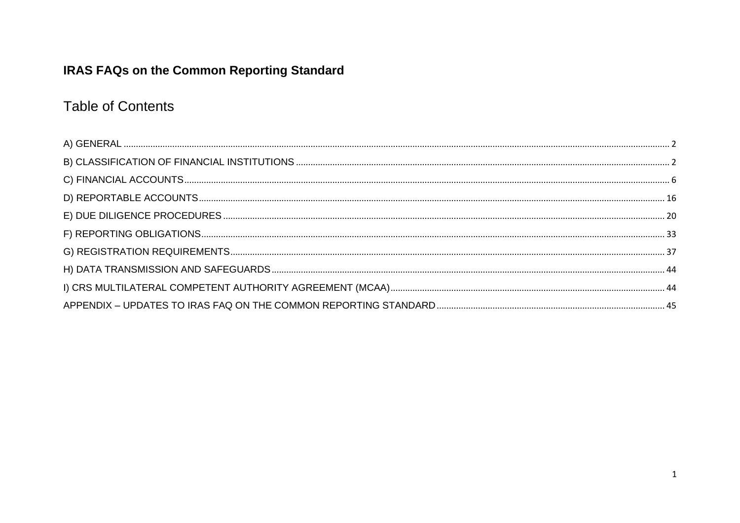# IRAS FAQs on the Common Reporting Standard

## Table of Contents

A) GENERAL ........ 2
B) CLASSIFICATION OF FINANCIAL INSTITUTIONS ........ 2
C) FINANCIAL ACCOUNTS ........ 6
D) REPORTABLE ACCOUNTS ........ 16
E) DUE DILIGENCE PROCEDURES ........ 20
F) REPORTING OBLIGATIONS ........ 33
G) REGISTRATION REQUIREMENTS ........ 37
H) DATA TRANSMISSION AND SAFEGUARDS ........ 44
I) CRS MULTILATERAL COMPETENT AUTHORITY AGREEMENT (MCAA) ........ 44
APPENDIX – UPDATES TO IRAS FAQ ON THE COMMON REPORTING STANDARD ........ 45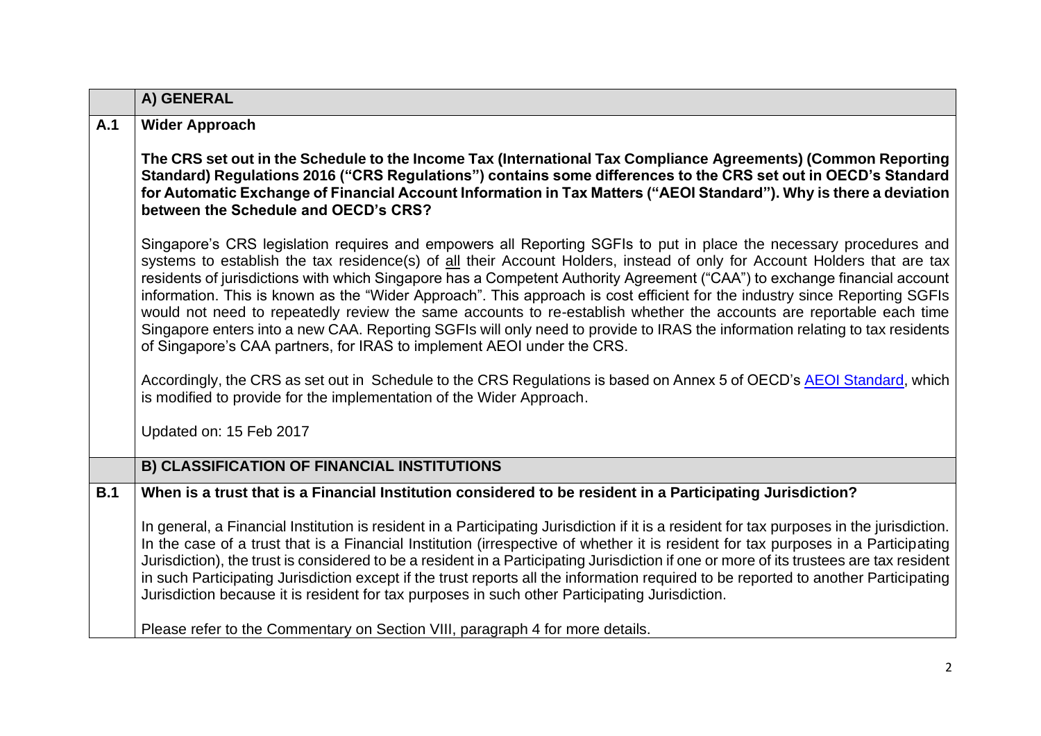| | A) GENERAL |
|---|---|
| **A.1** | **Wider Approach**<br><br>**The CRS set out in the Schedule to the Income Tax (International Tax Compliance Agreements) (Common Reporting Standard) Regulations 2016 ("CRS Regulations") contains some differences to the CRS set out in OECD's Standard for Automatic Exchange of Financial Account Information in Tax Matters ("AEOI Standard"). Why is there a deviation between the Schedule and OECD's CRS?**<br><br>Singapore's CRS legislation requires and empowers all Reporting SGFIs to put in place the necessary procedures and systems to establish the tax residence(s) of all their Account Holders, instead of only for Account Holders that are tax residents of jurisdictions with which Singapore has a Competent Authority Agreement ("CAA") to exchange financial account information. This is known as the "Wider Approach". This approach is cost efficient for the industry since Reporting SGFIs would not need to repeatedly review the same accounts to re-establish whether the accounts are reportable each time Singapore enters into a new CAA. Reporting SGFIs will only need to provide to IRAS the information relating to tax residents of Singapore's CAA partners, for IRAS to implement AEOI under the CRS.<br><br>Accordingly, the CRS as set out in Schedule to the CRS Regulations is based on Annex 5 of OECD's AEOI Standard, which is modified to provide for the implementation of the Wider Approach.<br><br>Updated on: 15 Feb 2017 |
| | **B) CLASSIFICATION OF FINANCIAL INSTITUTIONS** |
| **B.1** | **When is a trust that is a Financial Institution considered to be resident in a Participating Jurisdiction?**<br><br>In general, a Financial Institution is resident in a Participating Jurisdiction if it is a resident for tax purposes in the jurisdiction. In the case of a trust that is a Financial Institution (irrespective of whether it is resident for tax purposes in a Participating Jurisdiction), the trust is considered to be a resident in a Participating Jurisdiction if one or more of its trustees are tax resident in such Participating Jurisdiction except if the trust reports all the information required to be reported to another Participating Jurisdiction because it is resident for tax purposes in such other Participating Jurisdiction.<br><br>Please refer to the Commentary on Section VIII, paragraph 4 for more details. |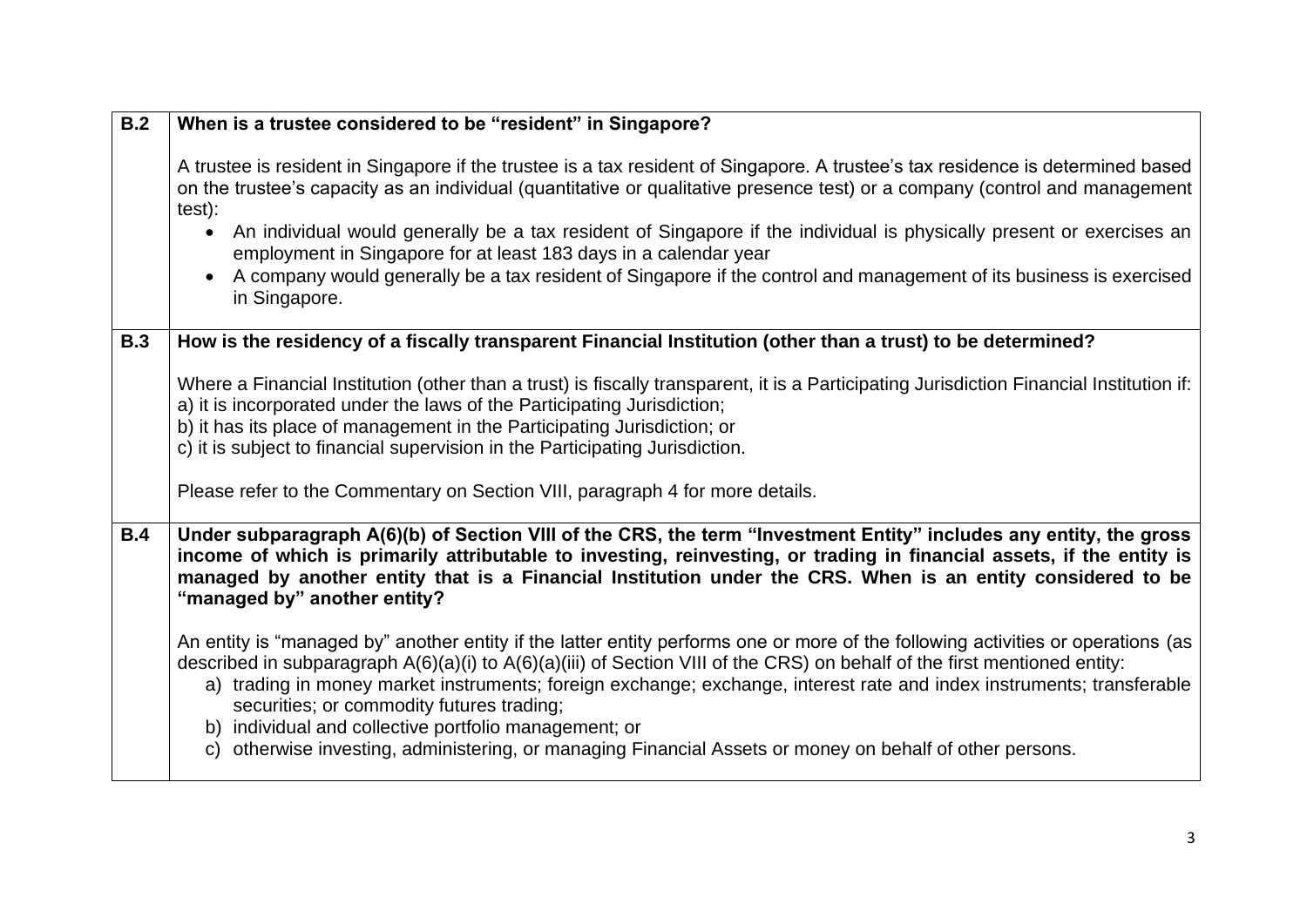| | |
|---|---|
| **B.2** | **When is a trustee considered to be "resident" in Singapore?**<br><br>A trustee is resident in Singapore if the trustee is a tax resident of Singapore. A trustee's tax residence is determined based on the trustee's capacity as an individual (quantitative or qualitative presence test) or a company (control and management test):<br>• An individual would generally be a tax resident of Singapore if the individual is physically present or exercises an employment in Singapore for at least 183 days in a calendar year<br>• A company would generally be a tax resident of Singapore if the control and management of its business is exercised in Singapore. |
| **B.3** | **How is the residency of a fiscally transparent Financial Institution (other than a trust) to be determined?**<br><br>Where a Financial Institution (other than a trust) is fiscally transparent, it is a Participating Jurisdiction Financial Institution if:<br>a) it is incorporated under the laws of the Participating Jurisdiction;<br>b) it has its place of management in the Participating Jurisdiction; or<br>c) it is subject to financial supervision in the Participating Jurisdiction.<br><br>Please refer to the Commentary on Section VIII, paragraph 4 for more details. |
| **B.4** | **Under subparagraph A(6)(b) of Section VIII of the CRS, the term "Investment Entity" includes any entity, the gross income of which is primarily attributable to investing, reinvesting, or trading in financial assets, if the entity is managed by another entity that is a Financial Institution under the CRS. When is an entity considered to be "managed by" another entity?**<br><br>An entity is "managed by" another entity if the latter entity performs one or more of the following activities or operations (as described in subparagraph A(6)(a)(i) to A(6)(a)(iii) of Section VIII of the CRS) on behalf of the first mentioned entity:<br>a) trading in money market instruments; foreign exchange; exchange, interest rate and index instruments; transferable securities; or commodity futures trading;<br>b) individual and collective portfolio management; or<br>c) otherwise investing, administering, or managing Financial Assets or money on behalf of other persons. |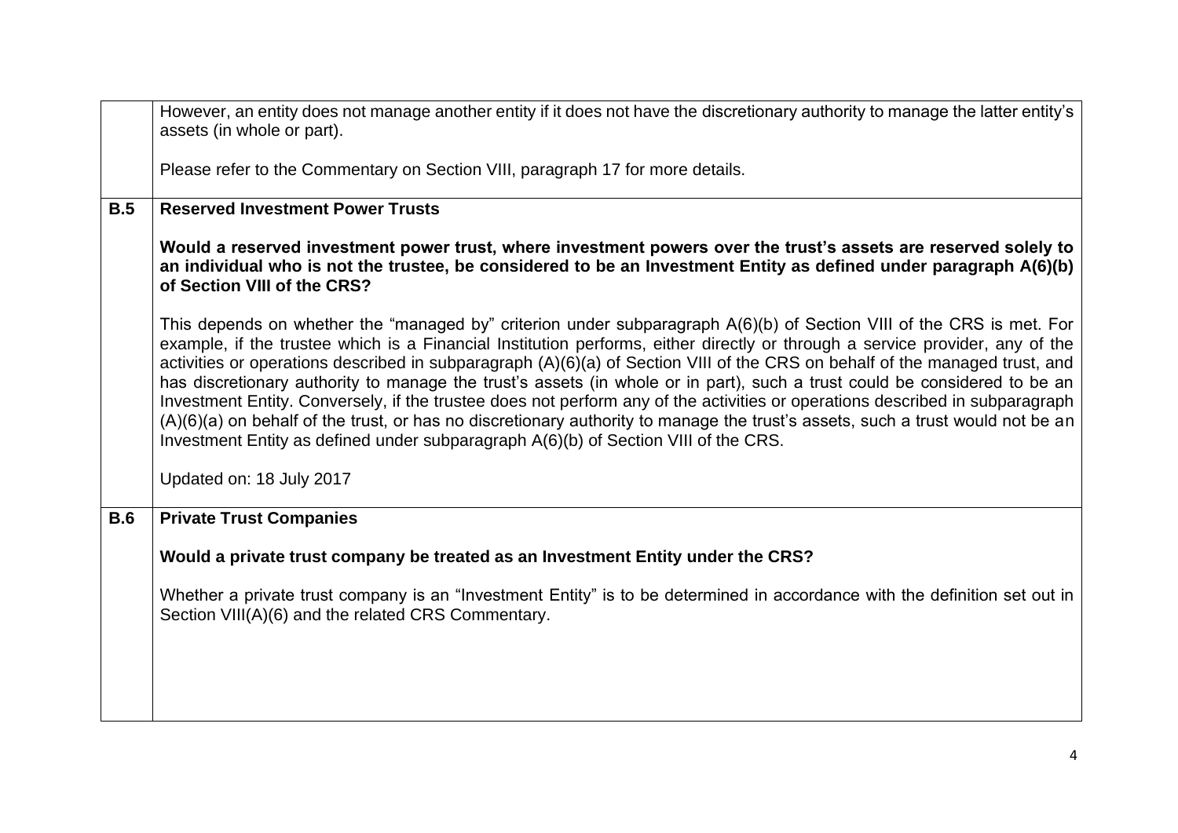| | |
|---|---|
| | However, an entity does not manage another entity if it does not have the discretionary authority to manage the latter entity's assets (in whole or part).<br><br>Please refer to the Commentary on Section VIII, paragraph 17 for more details. |
| **B.5** | **Reserved Investment Power Trusts**<br><br>**Would a reserved investment power trust, where investment powers over the trust's assets are reserved solely to an individual who is not the trustee, be considered to be an Investment Entity as defined under paragraph A(6)(b) of Section VIII of the CRS?**<br><br>This depends on whether the "managed by" criterion under subparagraph A(6)(b) of Section VIII of the CRS is met. For example, if the trustee which is a Financial Institution performs, either directly or through a service provider, any of the activities or operations described in subparagraph (A)(6)(a) of Section VIII of the CRS on behalf of the managed trust, and has discretionary authority to manage the trust's assets (in whole or in part), such a trust could be considered to be an Investment Entity. Conversely, if the trustee does not perform any of the activities or operations described in subparagraph (A)(6)(a) on behalf of the trust, or has no discretionary authority to manage the trust's assets, such a trust would not be an Investment Entity as defined under subparagraph A(6)(b) of Section VIII of the CRS.<br><br>Updated on: 18 July 2017 |
| **B.6** | **Private Trust Companies**<br><br>**Would a private trust company be treated as an Investment Entity under the CRS?**<br><br>Whether a private trust company is an "Investment Entity" is to be determined in accordance with the definition set out in Section VIII(A)(6) and the related CRS Commentary. |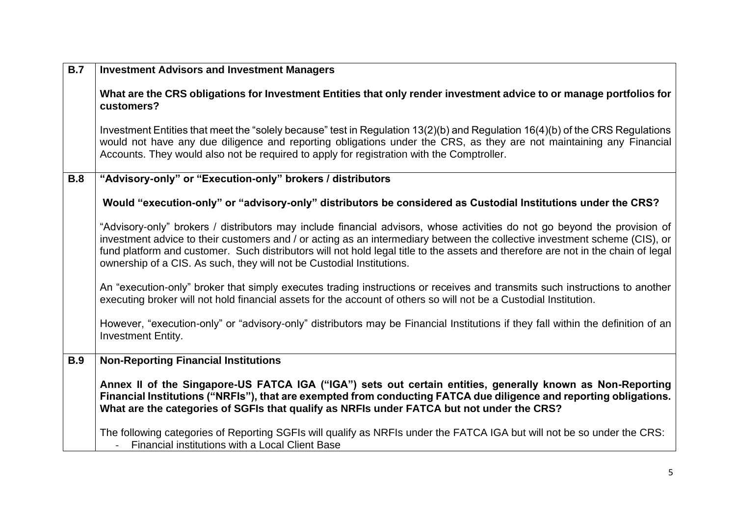| | |
|---|---|
| **B.7** | **Investment Advisors and Investment Managers**<br><br>**What are the CRS obligations for Investment Entities that only render investment advice to or manage portfolios for customers?**<br><br>Investment Entities that meet the "solely because" test in Regulation 13(2)(b) and Regulation 16(4)(b) of the CRS Regulations would not have any due diligence and reporting obligations under the CRS, as they are not maintaining any Financial Accounts. They would also not be required to apply for registration with the Comptroller. |
| **B.8** | **"Advisory-only" or "Execution-only" brokers / distributors**<br><br>**Would "execution-only" or "advisory-only" distributors be considered as Custodial Institutions under the CRS?**<br><br>"Advisory-only" brokers / distributors may include financial advisors, whose activities do not go beyond the provision of investment advice to their customers and / or acting as an intermediary between the collective investment scheme (CIS), or fund platform and customer. Such distributors will not hold legal title to the assets and therefore are not in the chain of legal ownership of a CIS. As such, they will not be Custodial Institutions.<br><br>An "execution-only" broker that simply executes trading instructions or receives and transmits such instructions to another executing broker will not hold financial assets for the account of others so will not be a Custodial Institution.<br><br>However, "execution-only" or "advisory-only" distributors may be Financial Institutions if they fall within the definition of an Investment Entity. |
| **B.9** | **Non-Reporting Financial Institutions**<br><br>**Annex II of the Singapore-US FATCA IGA ("IGA") sets out certain entities, generally known as Non-Reporting Financial Institutions ("NRFIs"), that are exempted from conducting FATCA due diligence and reporting obligations. What are the categories of SGFIs that qualify as NRFIs under FATCA but not under the CRS?**<br><br>The following categories of Reporting SGFIs will qualify as NRFIs under the FATCA IGA but will not be so under the CRS:<br>- Financial institutions with a Local Client Base |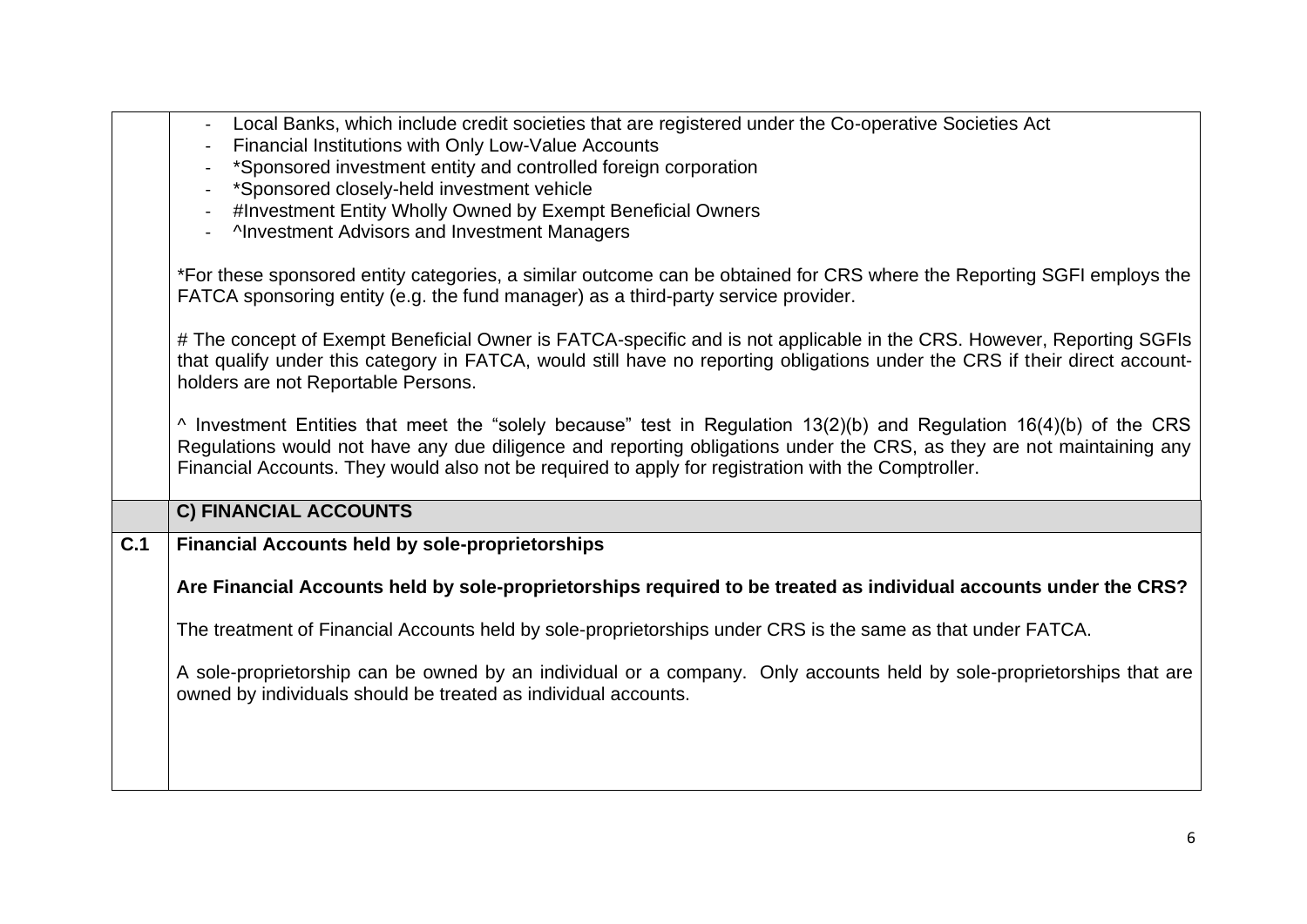| | |
|---|---|
| | - Local Banks, which include credit societies that are registered under the Co-operative Societies Act<br>- Financial Institutions with Only Low-Value Accounts<br>- *Sponsored investment entity and controlled foreign corporation<br>- *Sponsored closely-held investment vehicle<br>- #Investment Entity Wholly Owned by Exempt Beneficial Owners<br>- ^Investment Advisors and Investment Managers<br><br>*For these sponsored entity categories, a similar outcome can be obtained for CRS where the Reporting SGFI employs the FATCA sponsoring entity (e.g. the fund manager) as a third-party service provider.<br><br># The concept of Exempt Beneficial Owner is FATCA-specific and is not applicable in the CRS. However, Reporting SGFIs that qualify under this category in FATCA, would still have no reporting obligations under the CRS if their direct account-holders are not Reportable Persons.<br><br>^ Investment Entities that meet the "solely because" test in Regulation 13(2)(b) and Regulation 16(4)(b) of the CRS Regulations would not have any due diligence and reporting obligations under the CRS, as they are not maintaining any Financial Accounts. They would also not be required to apply for registration with the Comptroller. |
| | **C) FINANCIAL ACCOUNTS** |
| **C.1** | **Financial Accounts held by sole-proprietorships**<br><br>**Are Financial Accounts held by sole-proprietorships required to be treated as individual accounts under the CRS?**<br><br>The treatment of Financial Accounts held by sole-proprietorships under CRS is the same as that under FATCA.<br><br>A sole-proprietorship can be owned by an individual or a company. Only accounts held by sole-proprietorships that are owned by individuals should be treated as individual accounts. |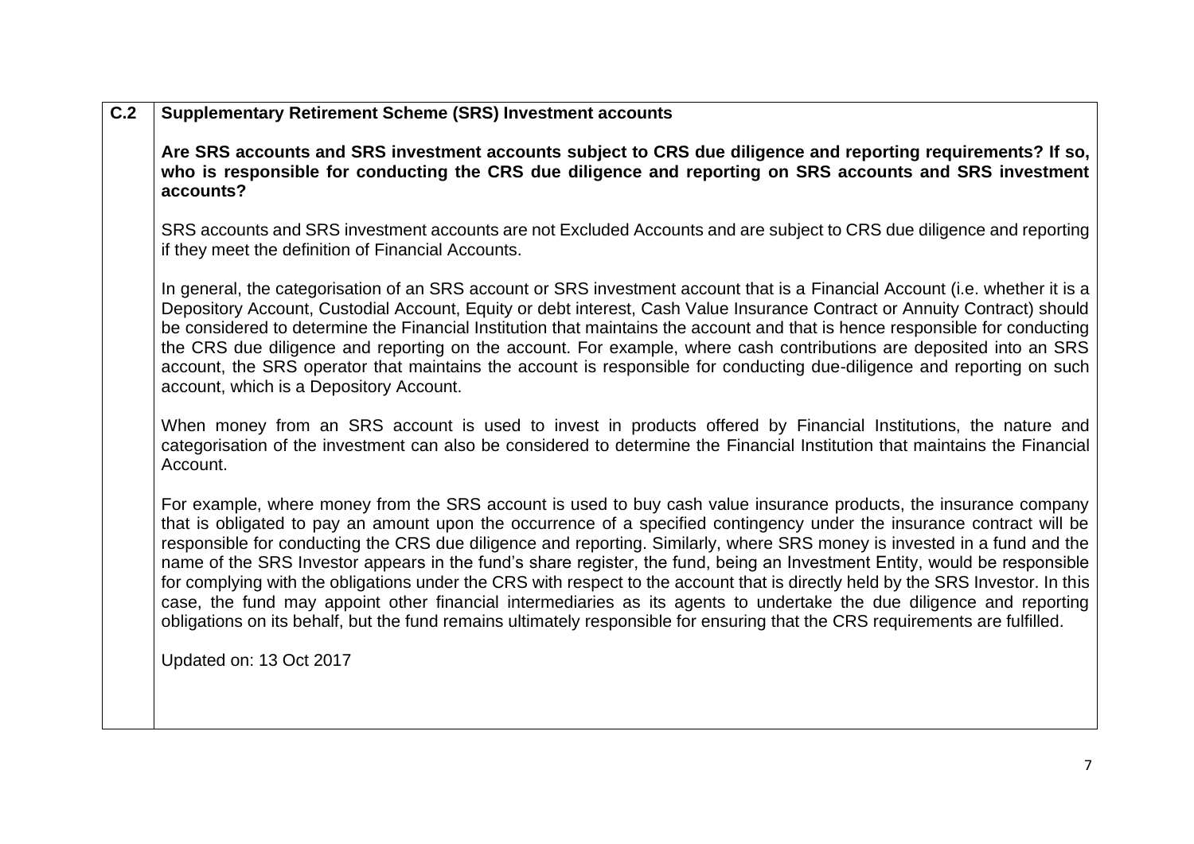| C.2 | **Supplementary Retirement Scheme (SRS) Investment accounts** |
|---|---|
| | **Are SRS accounts and SRS investment accounts subject to CRS due diligence and reporting requirements? If so, who is responsible for conducting the CRS due diligence and reporting on SRS accounts and SRS investment accounts?**<br><br>SRS accounts and SRS investment accounts are not Excluded Accounts and are subject to CRS due diligence and reporting if they meet the definition of Financial Accounts.<br><br>In general, the categorisation of an SRS account or SRS investment account that is a Financial Account (i.e. whether it is a Depository Account, Custodial Account, Equity or debt interest, Cash Value Insurance Contract or Annuity Contract) should be considered to determine the Financial Institution that maintains the account and that is hence responsible for conducting the CRS due diligence and reporting on the account. For example, where cash contributions are deposited into an SRS account, the SRS operator that maintains the account is responsible for conducting due-diligence and reporting on such account, which is a Depository Account.<br><br>When money from an SRS account is used to invest in products offered by Financial Institutions, the nature and categorisation of the investment can also be considered to determine the Financial Institution that maintains the Financial Account.<br><br>For example, where money from the SRS account is used to buy cash value insurance products, the insurance company that is obligated to pay an amount upon the occurrence of a specified contingency under the insurance contract will be responsible for conducting the CRS due diligence and reporting. Similarly, where SRS money is invested in a fund and the name of the SRS Investor appears in the fund's share register, the fund, being an Investment Entity, would be responsible for complying with the obligations under the CRS with respect to the account that is directly held by the SRS Investor. In this case, the fund may appoint other financial intermediaries as its agents to undertake the due diligence and reporting obligations on its behalf, but the fund remains ultimately responsible for ensuring that the CRS requirements are fulfilled.<br><br>Updated on: 13 Oct 2017 |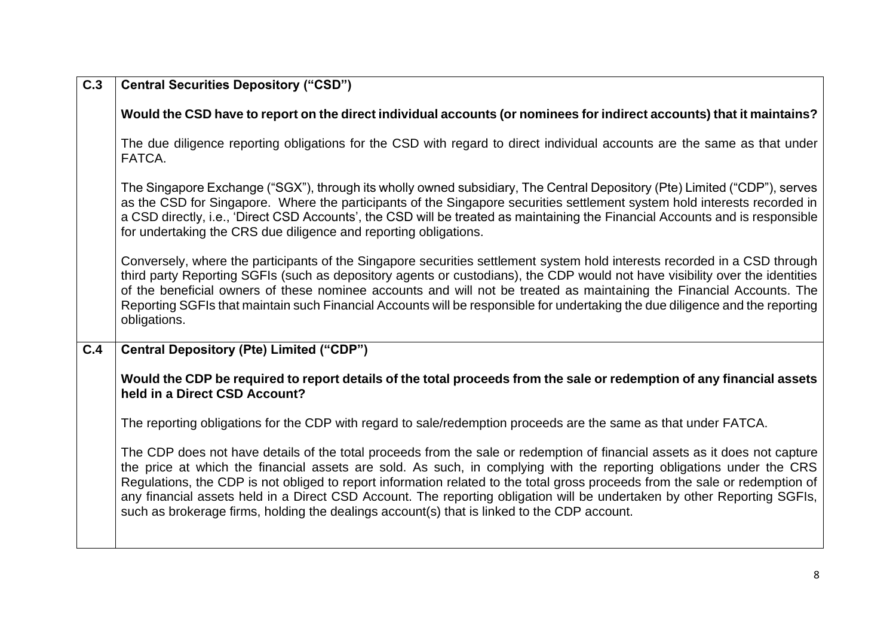| | |
|---|---|
| **C.3** | **Central Securities Depository ("CSD")**<br><br>**Would the CSD have to report on the direct individual accounts (or nominees for indirect accounts) that it maintains?**<br><br>The due diligence reporting obligations for the CSD with regard to direct individual accounts are the same as that under FATCA.<br><br>The Singapore Exchange ("SGX"), through its wholly owned subsidiary, The Central Depository (Pte) Limited ("CDP"), serves as the CSD for Singapore. Where the participants of the Singapore securities settlement system hold interests recorded in a CSD directly, i.e., 'Direct CSD Accounts', the CSD will be treated as maintaining the Financial Accounts and is responsible for undertaking the CRS due diligence and reporting obligations.<br><br>Conversely, where the participants of the Singapore securities settlement system hold interests recorded in a CSD through third party Reporting SGFIs (such as depository agents or custodians), the CDP would not have visibility over the identities of the beneficial owners of these nominee accounts and will not be treated as maintaining the Financial Accounts. The Reporting SGFIs that maintain such Financial Accounts will be responsible for undertaking the due diligence and the reporting obligations. |
| **C.4** | **Central Depository (Pte) Limited ("CDP")**<br><br>**Would the CDP be required to report details of the total proceeds from the sale or redemption of any financial assets held in a Direct CSD Account?**<br><br>The reporting obligations for the CDP with regard to sale/redemption proceeds are the same as that under FATCA.<br><br>The CDP does not have details of the total proceeds from the sale or redemption of financial assets as it does not capture the price at which the financial assets are sold. As such, in complying with the reporting obligations under the CRS Regulations, the CDP is not obliged to report information related to the total gross proceeds from the sale or redemption of any financial assets held in a Direct CSD Account. The reporting obligation will be undertaken by other Reporting SGFIs, such as brokerage firms, holding the dealings account(s) that is linked to the CDP account. |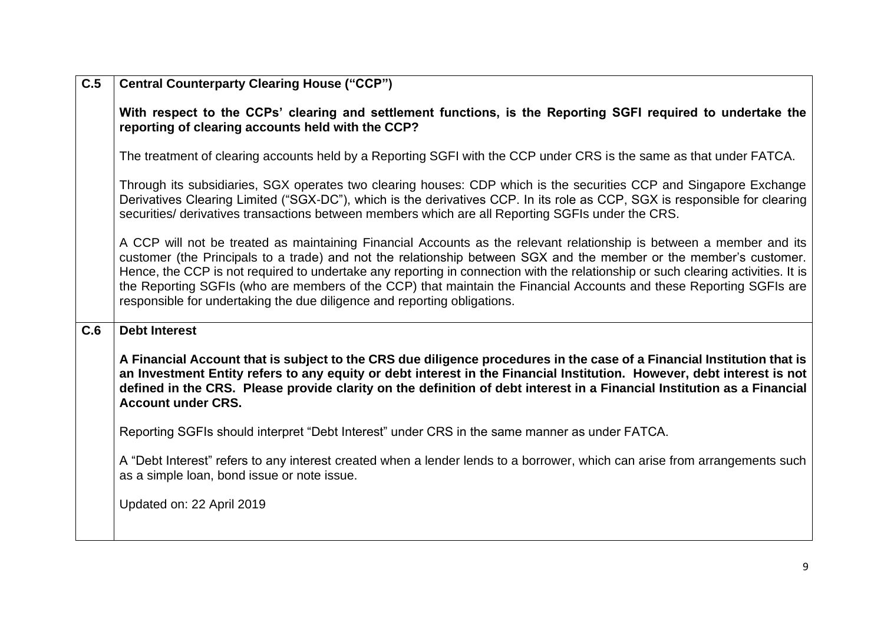| | |
|---|---|
| **C.5** | **Central Counterparty Clearing House ("CCP")**<br><br>**With respect to the CCPs' clearing and settlement functions, is the Reporting SGFI required to undertake the reporting of clearing accounts held with the CCP?**<br><br>The treatment of clearing accounts held by a Reporting SGFI with the CCP under CRS is the same as that under FATCA.<br><br>Through its subsidiaries, SGX operates two clearing houses: CDP which is the securities CCP and Singapore Exchange Derivatives Clearing Limited ("SGX-DC"), which is the derivatives CCP. In its role as CCP, SGX is responsible for clearing securities/ derivatives transactions between members which are all Reporting SGFIs under the CRS.<br><br>A CCP will not be treated as maintaining Financial Accounts as the relevant relationship is between a member and its customer (the Principals to a trade) and not the relationship between SGX and the member or the member's customer. Hence, the CCP is not required to undertake any reporting in connection with the relationship or such clearing activities. It is the Reporting SGFIs (who are members of the CCP) that maintain the Financial Accounts and these Reporting SGFIs are responsible for undertaking the due diligence and reporting obligations. |
| **C.6** | **Debt Interest**<br><br>**A Financial Account that is subject to the CRS due diligence procedures in the case of a Financial Institution that is an Investment Entity refers to any equity or debt interest in the Financial Institution. However, debt interest is not defined in the CRS. Please provide clarity on the definition of debt interest in a Financial Institution as a Financial Account under CRS.**<br><br>Reporting SGFIs should interpret "Debt Interest" under CRS in the same manner as under FATCA.<br><br>A "Debt Interest" refers to any interest created when a lender lends to a borrower, which can arise from arrangements such as a simple loan, bond issue or note issue.<br><br>Updated on: 22 April 2019 |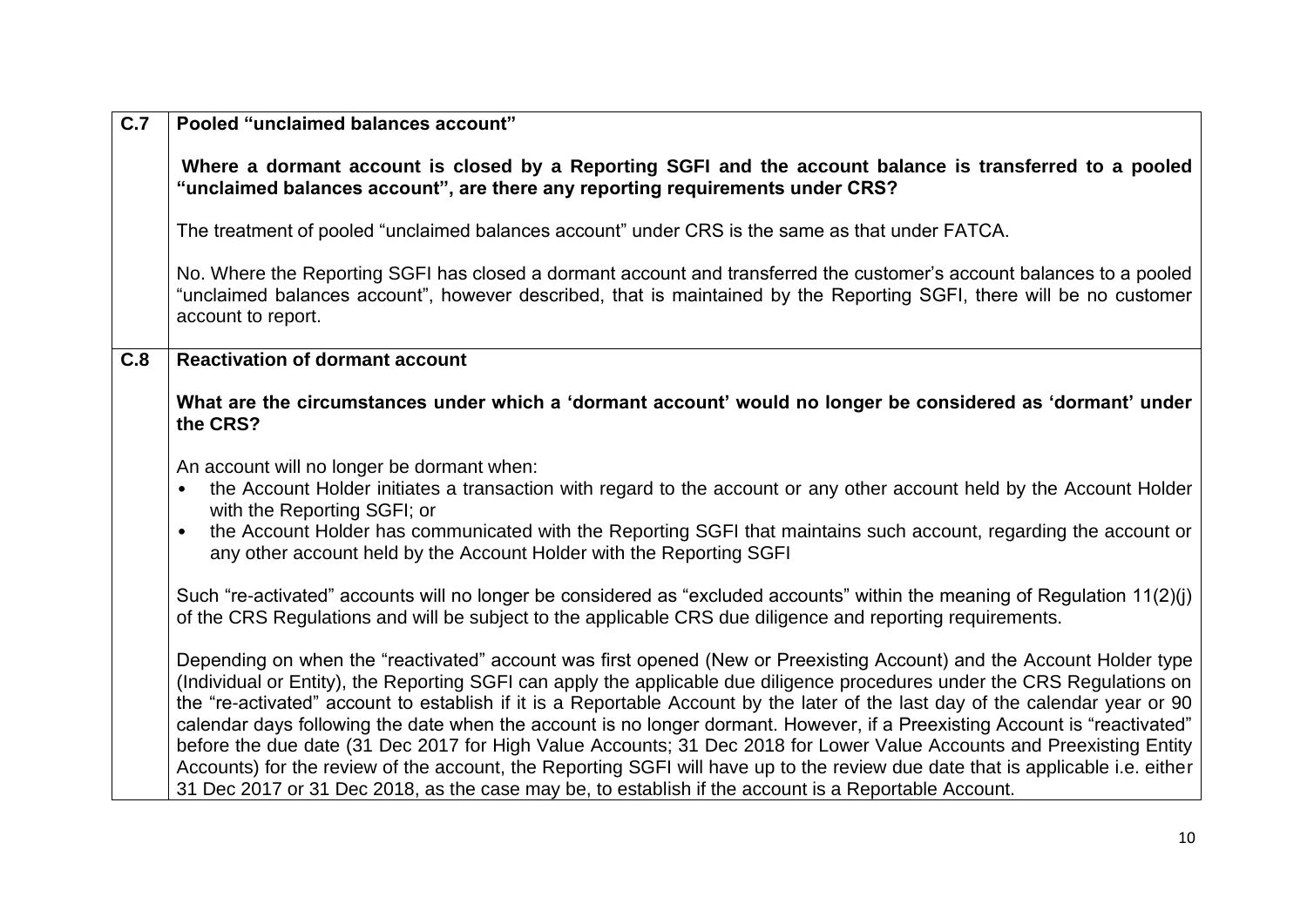| | |
|---|---|
| **C.7** | **Pooled "unclaimed balances account"**<br><br>**Where a dormant account is closed by a Reporting SGFI and the account balance is transferred to a pooled "unclaimed balances account", are there any reporting requirements under CRS?**<br><br>The treatment of pooled "unclaimed balances account" under CRS is the same as that under FATCA.<br><br>No. Where the Reporting SGFI has closed a dormant account and transferred the customer's account balances to a pooled "unclaimed balances account", however described, that is maintained by the Reporting SGFI, there will be no customer account to report. |
| **C.8** | **Reactivation of dormant account**<br><br>**What are the circumstances under which a 'dormant account' would no longer be considered as 'dormant' under the CRS?**<br><br>An account will no longer be dormant when:<br>• the Account Holder initiates a transaction with regard to the account or any other account held by the Account Holder with the Reporting SGFI; or<br>• the Account Holder has communicated with the Reporting SGFI that maintains such account, regarding the account or any other account held by the Account Holder with the Reporting SGFI<br><br>Such "re-activated" accounts will no longer be considered as "excluded accounts" within the meaning of Regulation 11(2)(j) of the CRS Regulations and will be subject to the applicable CRS due diligence and reporting requirements.<br><br>Depending on when the "reactivated" account was first opened (New or Preexisting Account) and the Account Holder type (Individual or Entity), the Reporting SGFI can apply the applicable due diligence procedures under the CRS Regulations on the "re-activated" account to establish if it is a Reportable Account by the later of the last day of the calendar year or 90 calendar days following the date when the account is no longer dormant. However, if a Preexisting Account is "reactivated" before the due date (31 Dec 2017 for High Value Accounts; 31 Dec 2018 for Lower Value Accounts and Preexisting Entity Accounts) for the review of the account, the Reporting SGFI will have up to the review due date that is applicable i.e. either 31 Dec 2017 or 31 Dec 2018, as the case may be, to establish if the account is a Reportable Account. |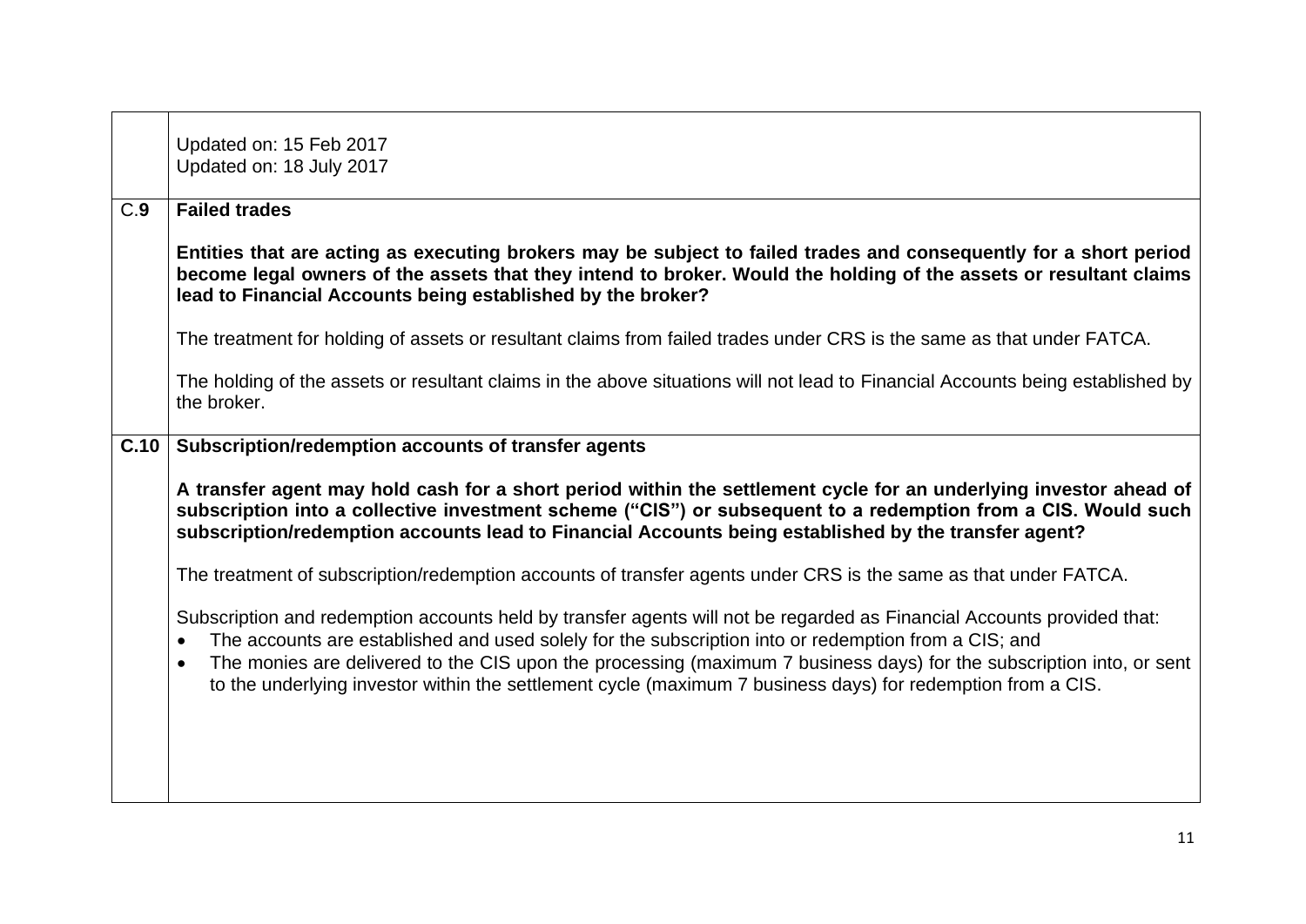| | |
|---|---|
| | Updated on: 15 Feb 2017<br>Updated on: 18 July 2017 |
| C.**9** | **Failed trades**<br><br>**Entities that are acting as executing brokers may be subject to failed trades and consequently for a short period become legal owners of the assets that they intend to broker. Would the holding of the assets or resultant claims lead to Financial Accounts being established by the broker?**<br><br>The treatment for holding of assets or resultant claims from failed trades under CRS is the same as that under FATCA.<br><br>The holding of the assets or resultant claims in the above situations will not lead to Financial Accounts being established by the broker. |
| **C.10** | **Subscription/redemption accounts of transfer agents**<br><br>**A transfer agent may hold cash for a short period within the settlement cycle for an underlying investor ahead of subscription into a collective investment scheme ("CIS") or subsequent to a redemption from a CIS. Would such subscription/redemption accounts lead to Financial Accounts being established by the transfer agent?**<br><br>The treatment of subscription/redemption accounts of transfer agents under CRS is the same as that under FATCA.<br><br>Subscription and redemption accounts held by transfer agents will not be regarded as Financial Accounts provided that:<br>• The accounts are established and used solely for the subscription into or redemption from a CIS; and<br>• The monies are delivered to the CIS upon the processing (maximum 7 business days) for the subscription into, or sent to the underlying investor within the settlement cycle (maximum 7 business days) for redemption from a CIS. |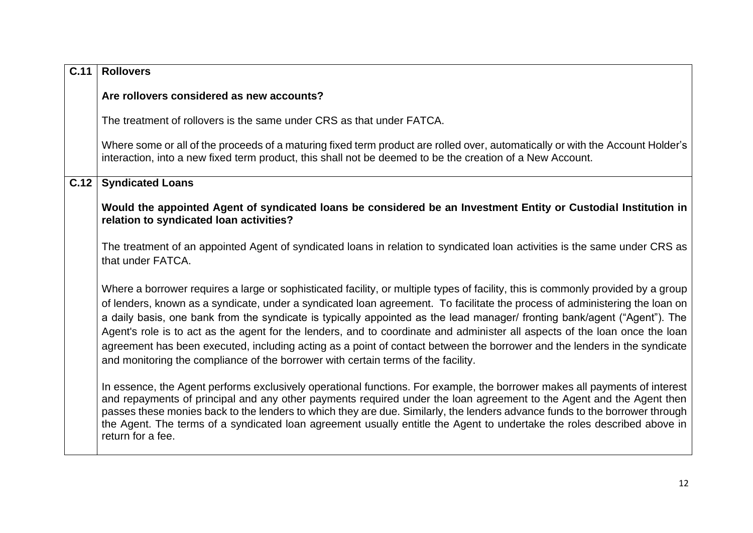| | |
|---|---|
| **C.11** | **Rollovers**<br><br>**Are rollovers considered as new accounts?**<br><br>The treatment of rollovers is the same under CRS as that under FATCA.<br><br>Where some or all of the proceeds of a maturing fixed term product are rolled over, automatically or with the Account Holder's interaction, into a new fixed term product, this shall not be deemed to be the creation of a New Account. |
| **C.12** | **Syndicated Loans**<br><br>**Would the appointed Agent of syndicated loans be considered be an Investment Entity or Custodial Institution in relation to syndicated loan activities?**<br><br>The treatment of an appointed Agent of syndicated loans in relation to syndicated loan activities is the same under CRS as that under FATCA.<br><br>Where a borrower requires a large or sophisticated facility, or multiple types of facility, this is commonly provided by a group of lenders, known as a syndicate, under a syndicated loan agreement. To facilitate the process of administering the loan on a daily basis, one bank from the syndicate is typically appointed as the lead manager/ fronting bank/agent ("Agent"). The Agent's role is to act as the agent for the lenders, and to coordinate and administer all aspects of the loan once the loan agreement has been executed, including acting as a point of contact between the borrower and the lenders in the syndicate and monitoring the compliance of the borrower with certain terms of the facility.<br><br>In essence, the Agent performs exclusively operational functions. For example, the borrower makes all payments of interest and repayments of principal and any other payments required under the loan agreement to the Agent and the Agent then passes these monies back to the lenders to which they are due. Similarly, the lenders advance funds to the borrower through the Agent. The terms of a syndicated loan agreement usually entitle the Agent to undertake the roles described above in return for a fee. |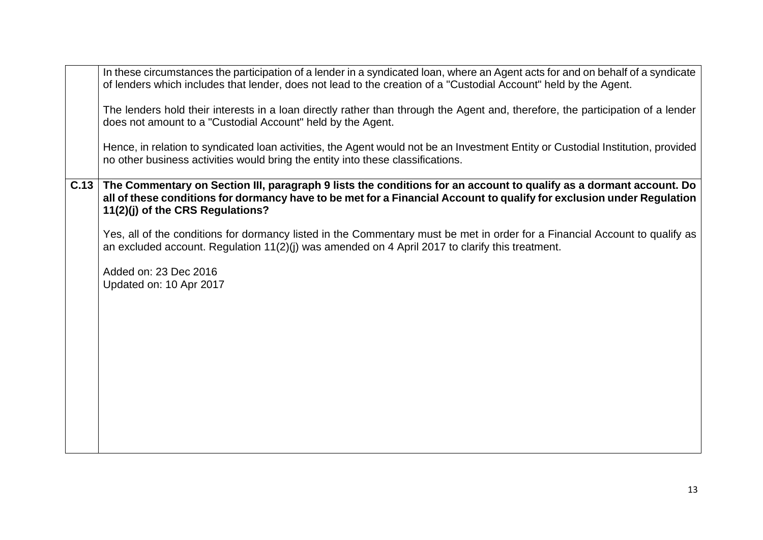| | |
|---|---|
| | In these circumstances the participation of a lender in a syndicated loan, where an Agent acts for and on behalf of a syndicate of lenders which includes that lender, does not lead to the creation of a "Custodial Account" held by the Agent.<br><br>The lenders hold their interests in a loan directly rather than through the Agent and, therefore, the participation of a lender does not amount to a "Custodial Account" held by the Agent.<br><br>Hence, in relation to syndicated loan activities, the Agent would not be an Investment Entity or Custodial Institution, provided no other business activities would bring the entity into these classifications. |
| **C.13** | **The Commentary on Section III, paragraph 9 lists the conditions for an account to qualify as a dormant account. Do all of these conditions for dormancy have to be met for a Financial Account to qualify for exclusion under Regulation 11(2)(j) of the CRS Regulations?**<br><br>Yes, all of the conditions for dormancy listed in the Commentary must be met in order for a Financial Account to qualify as an excluded account. Regulation 11(2)(j) was amended on 4 April 2017 to clarify this treatment.<br><br>Added on: 23 Dec 2016<br>Updated on: 10 Apr 2017 |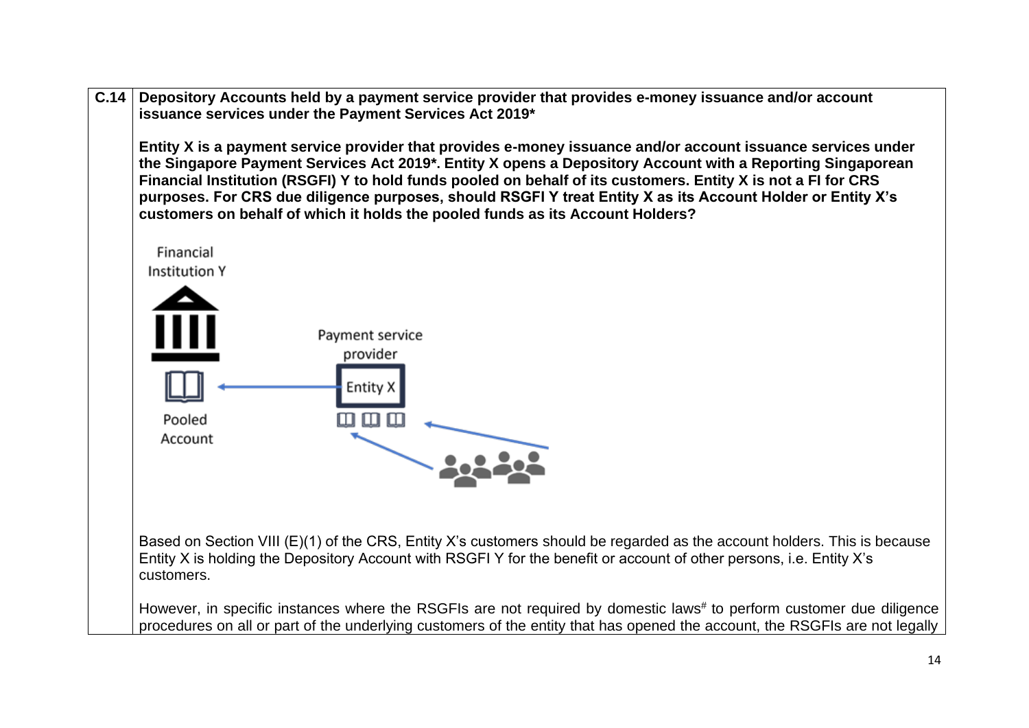| | |
|---|---|
| **C.14** | **Depository Accounts held by a payment service provider that provides e-money issuance and/or account issuance services under the Payment Services Act 2019*** <br><br> **Entity X is a payment service provider that provides e-money issuance and/or account issuance services under the Singapore Payment Services Act 2019*. Entity X opens a Depository Account with a Reporting Singaporean Financial Institution (RSGFI) Y to hold funds pooled on behalf of its customers. Entity X is not a FI for CRS purposes. For CRS due diligence purposes, should RSGFI Y treat Entity X as its Account Holder or Entity X's customers on behalf of which it holds the pooled funds as its Account Holders?** <br><br> Financial Institution Y <br> Pooled Account <br> Payment service provider <br> Entity X <br><br> Based on Section VIII (E)(1) of the CRS, Entity X's customers should be regarded as the account holders. This is because Entity X is holding the Depository Account with RSGFI Y for the benefit or account of other persons, i.e. Entity X's customers. <br><br> However, in specific instances where the RSGFIs are not required by domestic laws[#] to perform customer due diligence procedures on all or part of the underlying customers of the entity that has opened the account, the RSGFIs are not legally |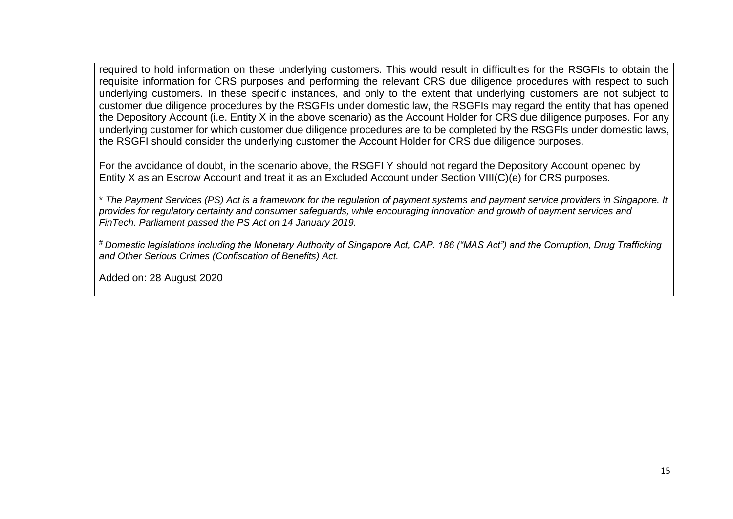| | |
|---|---|
| | required to hold information on these underlying customers. This would result in difficulties for the RSGFIs to obtain the requisite information for CRS purposes and performing the relevant CRS due diligence procedures with respect to such underlying customers. In these specific instances, and only to the extent that underlying customers are not subject to customer due diligence procedures by the RSGFIs under domestic law, the RSGFIs may regard the entity that has opened the Depository Account (i.e. Entity X in the above scenario) as the Account Holder for CRS due diligence purposes. For any underlying customer for which customer due diligence procedures are to be completed by the RSGFIs under domestic laws, the RSGFI should consider the underlying customer the Account Holder for CRS due diligence purposes.<br><br>For the avoidance of doubt, in the scenario above, the RSGFI Y should not regard the Depository Account opened by Entity X as an Escrow Account and treat it as an Excluded Account under Section VIII(C)(e) for CRS purposes.<br><br>* *The Payment Services (PS) Act is a framework for the regulation of payment systems and payment service providers in Singapore. It provides for regulatory certainty and consumer safeguards, while encouraging innovation and growth of payment services and FinTech. Parliament passed the PS Act on 14 January 2019.*<br><br># *Domestic legislations including the Monetary Authority of Singapore Act, CAP. 186 ("MAS Act") and the Corruption, Drug Trafficking and Other Serious Crimes (Confiscation of Benefits) Act.*<br><br>Added on: 28 August 2020 |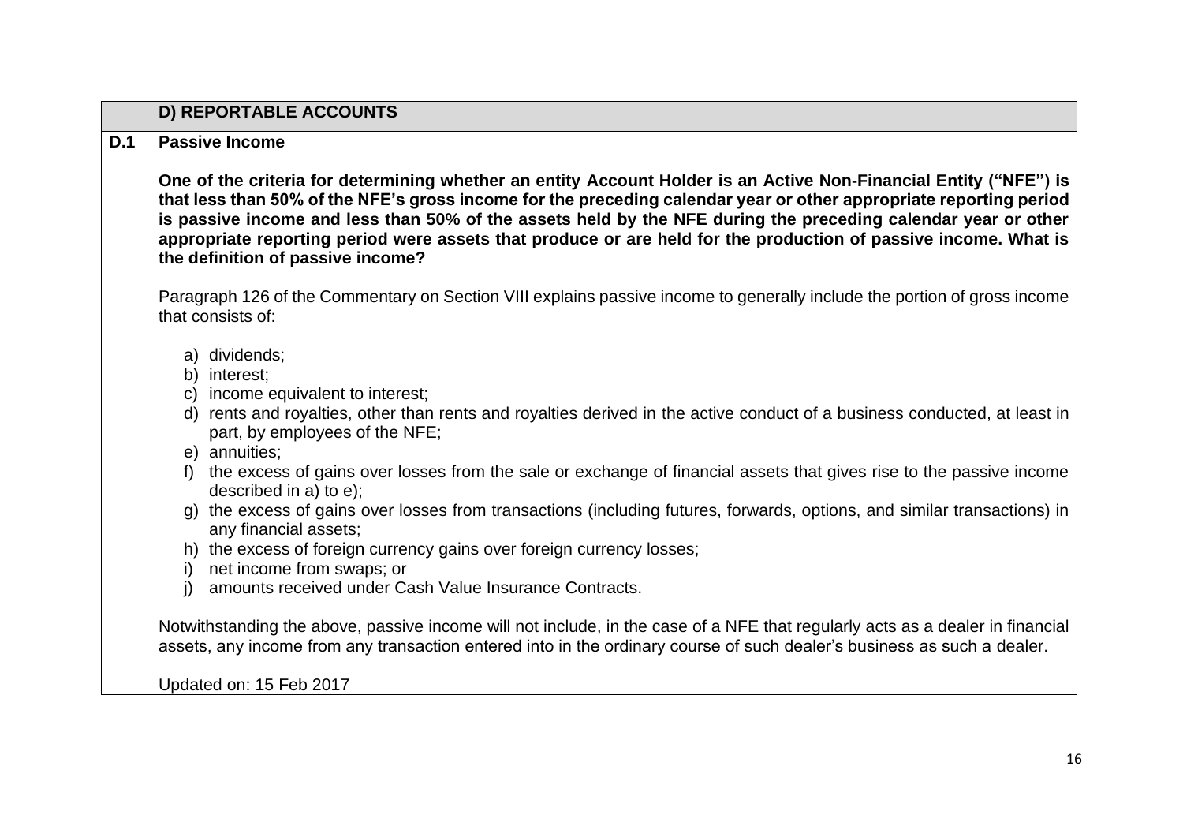| | D) REPORTABLE ACCOUNTS |
|---|---|
| D.1 | **Passive Income**<br><br>**One of the criteria for determining whether an entity Account Holder is an Active Non-Financial Entity ("NFE") is that less than 50% of the NFE's gross income for the preceding calendar year or other appropriate reporting period is passive income and less than 50% of the assets held by the NFE during the preceding calendar year or other appropriate reporting period were assets that produce or are held for the production of passive income. What is the definition of passive income?**<br><br>Paragraph 126 of the Commentary on Section VIII explains passive income to generally include the portion of gross income that consists of:<br><br>a) dividends;<br>b) interest;<br>c) income equivalent to interest;<br>d) rents and royalties, other than rents and royalties derived in the active conduct of a business conducted, at least in part, by employees of the NFE;<br>e) annuities;<br>f) the excess of gains over losses from the sale or exchange of financial assets that gives rise to the passive income described in a) to e);<br>g) the excess of gains over losses from transactions (including futures, forwards, options, and similar transactions) in any financial assets;<br>h) the excess of foreign currency gains over foreign currency losses;<br>i) net income from swaps; or<br>j) amounts received under Cash Value Insurance Contracts.<br><br>Notwithstanding the above, passive income will not include, in the case of a NFE that regularly acts as a dealer in financial assets, any income from any transaction entered into in the ordinary course of such dealer's business as such a dealer.<br><br>Updated on: 15 Feb 2017 |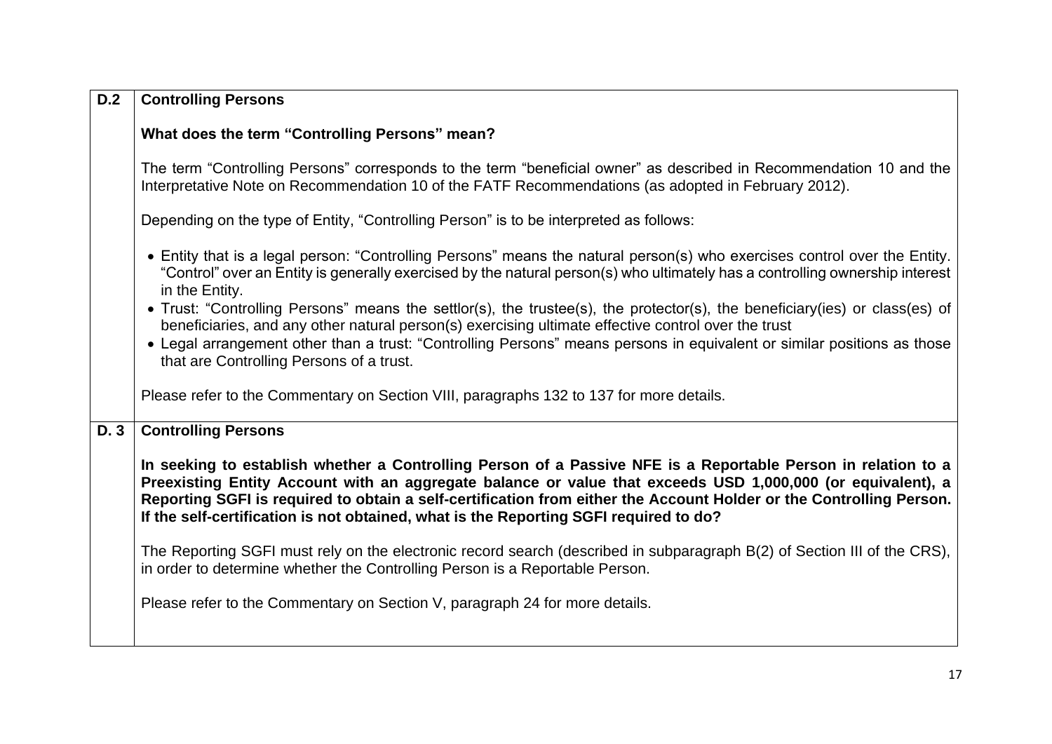| | |
|---|---|
| **D.2** | **Controlling Persons**<br><br>**What does the term "Controlling Persons" mean?**<br><br>The term "Controlling Persons" corresponds to the term "beneficial owner" as described in Recommendation 10 and the Interpretative Note on Recommendation 10 of the FATF Recommendations (as adopted in February 2012).<br><br>Depending on the type of Entity, "Controlling Person" is to be interpreted as follows:<br><br>• Entity that is a legal person: "Controlling Persons" means the natural person(s) who exercises control over the Entity. "Control" over an Entity is generally exercised by the natural person(s) who ultimately has a controlling ownership interest in the Entity.<br>• Trust: "Controlling Persons" means the settlor(s), the trustee(s), the protector(s), the beneficiary(ies) or class(es) of beneficiaries, and any other natural person(s) exercising ultimate effective control over the trust<br>• Legal arrangement other than a trust: "Controlling Persons" means persons in equivalent or similar positions as those that are Controlling Persons of a trust.<br><br>Please refer to the Commentary on Section VIII, paragraphs 132 to 137 for more details. |
| **D. 3** | **Controlling Persons**<br><br>**In seeking to establish whether a Controlling Person of a Passive NFE is a Reportable Person in relation to a Preexisting Entity Account with an aggregate balance or value that exceeds USD 1,000,000 (or equivalent), a Reporting SGFI is required to obtain a self-certification from either the Account Holder or the Controlling Person. If the self-certification is not obtained, what is the Reporting SGFI required to do?**<br><br>The Reporting SGFI must rely on the electronic record search (described in subparagraph B(2) of Section III of the CRS), in order to determine whether the Controlling Person is a Reportable Person.<br><br>Please refer to the Commentary on Section V, paragraph 24 for more details. |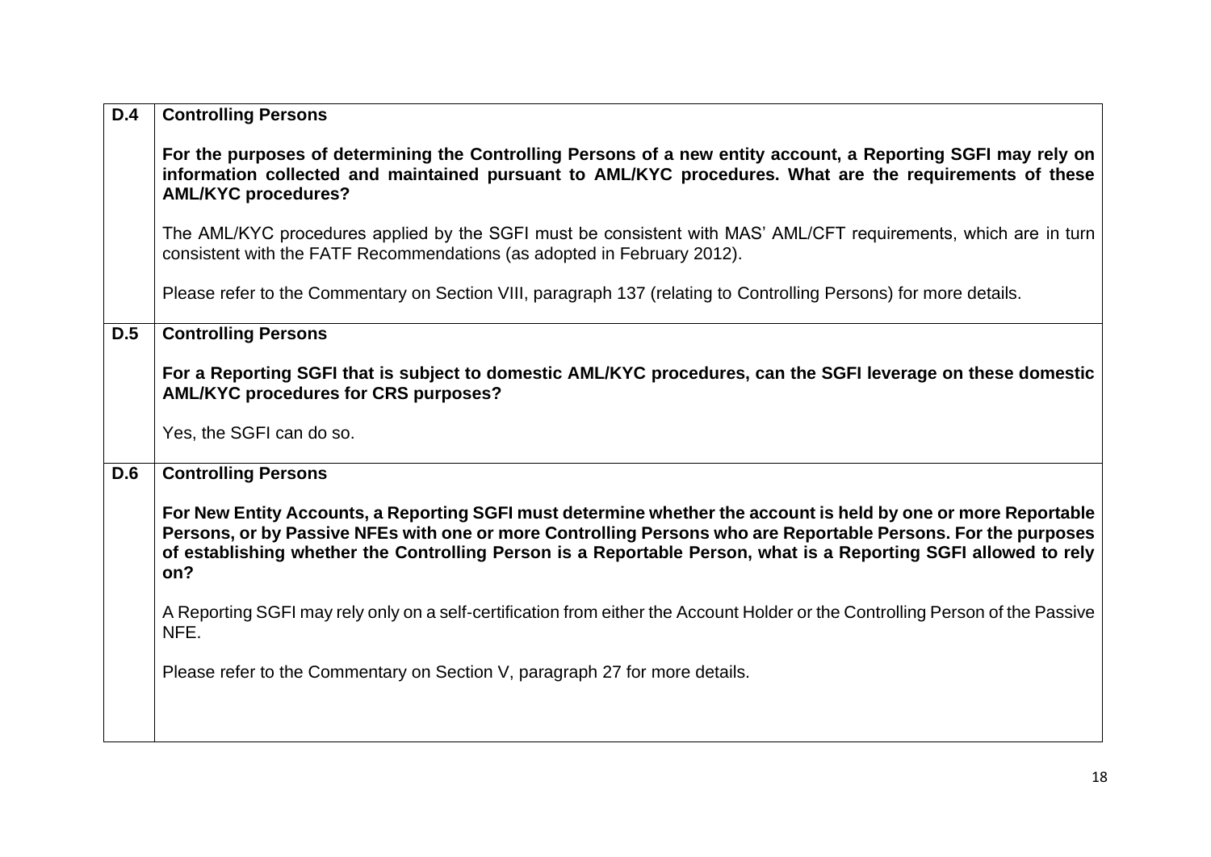| | |
|---|---|
| **D.4** | **Controlling Persons**<br><br>**For the purposes of determining the Controlling Persons of a new entity account, a Reporting SGFI may rely on information collected and maintained pursuant to AML/KYC procedures. What are the requirements of these AML/KYC procedures?**<br><br>The AML/KYC procedures applied by the SGFI must be consistent with MAS' AML/CFT requirements, which are in turn consistent with the FATF Recommendations (as adopted in February 2012).<br><br>Please refer to the Commentary on Section VIII, paragraph 137 (relating to Controlling Persons) for more details. |
| **D.5** | **Controlling Persons**<br><br>**For a Reporting SGFI that is subject to domestic AML/KYC procedures, can the SGFI leverage on these domestic AML/KYC procedures for CRS purposes?**<br><br>Yes, the SGFI can do so. |
| **D.6** | **Controlling Persons**<br><br>**For New Entity Accounts, a Reporting SGFI must determine whether the account is held by one or more Reportable Persons, or by Passive NFEs with one or more Controlling Persons who are Reportable Persons. For the purposes of establishing whether the Controlling Person is a Reportable Person, what is a Reporting SGFI allowed to rely on?**<br><br>A Reporting SGFI may rely only on a self-certification from either the Account Holder or the Controlling Person of the Passive NFE.<br><br>Please refer to the Commentary on Section V, paragraph 27 for more details. |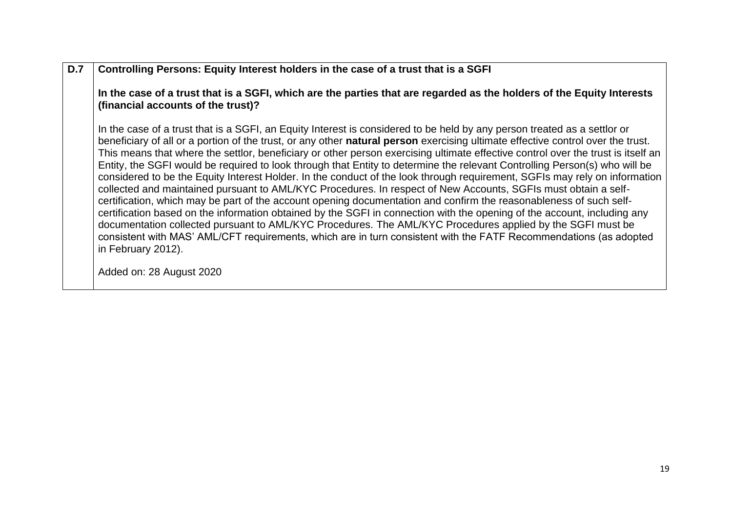| D.7 | **Controlling Persons: Equity Interest holders in the case of a trust that is a SGFI** |
|---|---|
| | **In the case of a trust that is a SGFI, which are the parties that are regarded as the holders of the Equity Interests (financial accounts of the trust)?**<br><br>In the case of a trust that is a SGFI, an Equity Interest is considered to be held by any person treated as a settlor or beneficiary of all or a portion of the trust, or any other **natural person** exercising ultimate effective control over the trust. This means that where the settlor, beneficiary or other person exercising ultimate effective control over the trust is itself an Entity, the SGFI would be required to look through that Entity to determine the relevant Controlling Person(s) who will be considered to be the Equity Interest Holder. In the conduct of the look through requirement, SGFIs may rely on information collected and maintained pursuant to AML/KYC Procedures. In respect of New Accounts, SGFIs must obtain a self-certification, which may be part of the account opening documentation and confirm the reasonableness of such self-certification based on the information obtained by the SGFI in connection with the opening of the account, including any documentation collected pursuant to AML/KYC Procedures. The AML/KYC Procedures applied by the SGFI must be consistent with MAS' AML/CFT requirements, which are in turn consistent with the FATF Recommendations (as adopted in February 2012).<br><br>Added on: 28 August 2020 |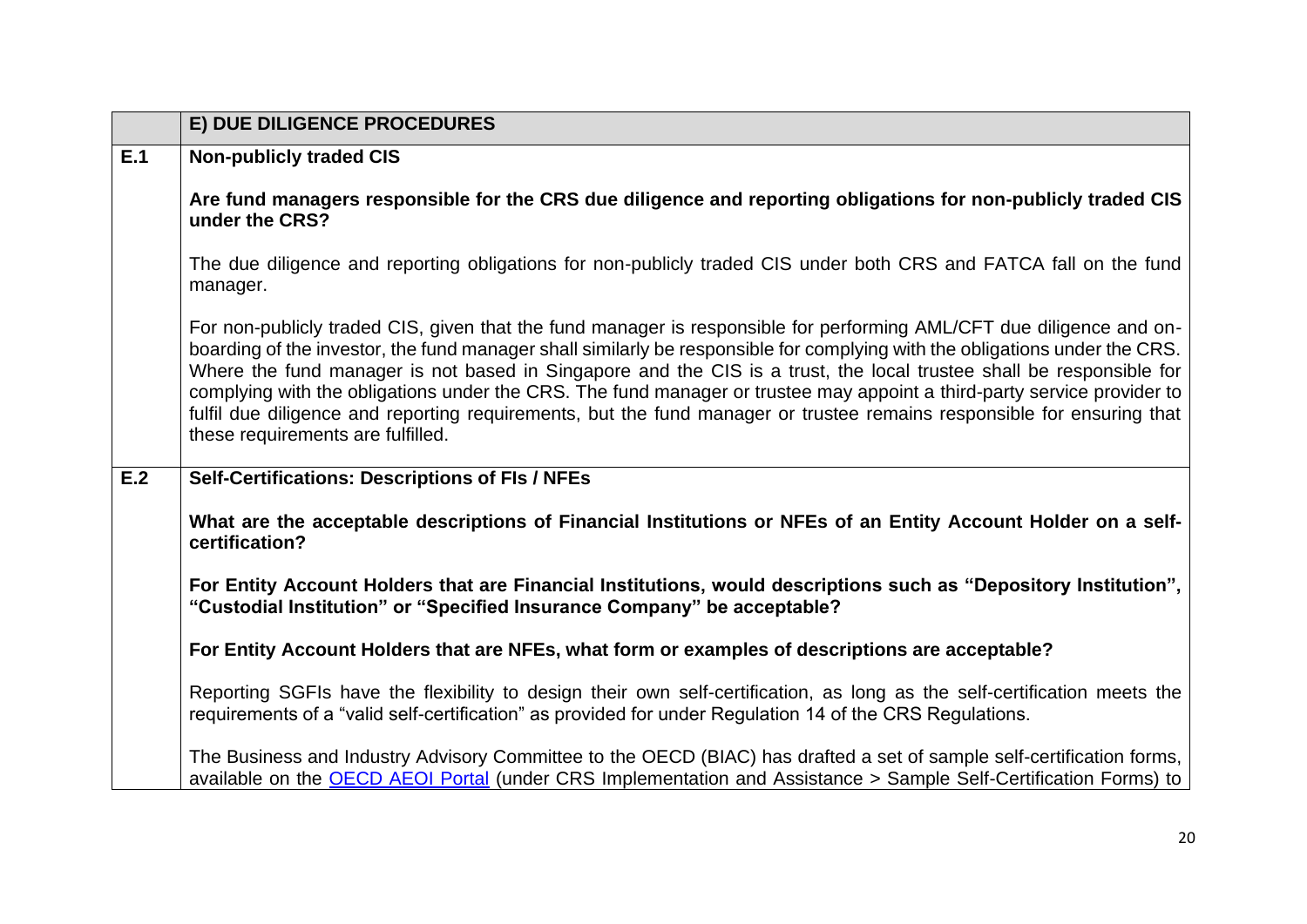| | E) DUE DILIGENCE PROCEDURES |
|---|---|
| E.1 | **Non-publicly traded CIS**<br><br>**Are fund managers responsible for the CRS due diligence and reporting obligations for non-publicly traded CIS under the CRS?**<br><br>The due diligence and reporting obligations for non-publicly traded CIS under both CRS and FATCA fall on the fund manager.<br><br>For non-publicly traded CIS, given that the fund manager is responsible for performing AML/CFT due diligence and on-boarding of the investor, the fund manager shall similarly be responsible for complying with the obligations under the CRS. Where the fund manager is not based in Singapore and the CIS is a trust, the local trustee shall be responsible for complying with the obligations under the CRS. The fund manager or trustee may appoint a third-party service provider to fulfil due diligence and reporting requirements, but the fund manager or trustee remains responsible for ensuring that these requirements are fulfilled. |
| E.2 | **Self-Certifications: Descriptions of FIs / NFEs**<br><br>**What are the acceptable descriptions of Financial Institutions or NFEs of an Entity Account Holder on a self-certification?**<br><br>**For Entity Account Holders that are Financial Institutions, would descriptions such as "Depository Institution", "Custodial Institution" or "Specified Insurance Company" be acceptable?**<br><br>**For Entity Account Holders that are NFEs, what form or examples of descriptions are acceptable?**<br><br>Reporting SGFIs have the flexibility to design their own self-certification, as long as the self-certification meets the requirements of a "valid self-certification" as provided for under Regulation 14 of the CRS Regulations.<br><br>The Business and Industry Advisory Committee to the OECD (BIAC) has drafted a set of sample self-certification forms, available on the [OECD AEOI Portal]() (under CRS Implementation and Assistance > Sample Self-Certification Forms) to |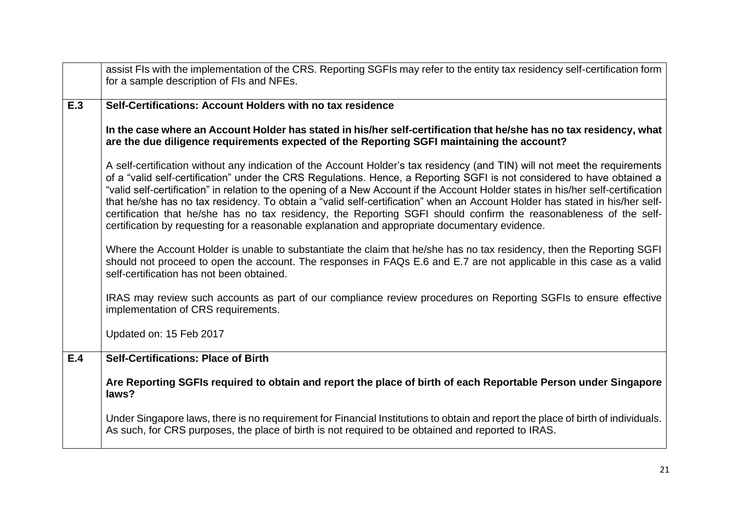| | |
|---|---|
| | assist FIs with the implementation of the CRS. Reporting SGFIs may refer to the entity tax residency self-certification form for a sample description of FIs and NFEs. |
| **E.3** | **Self-Certifications: Account Holders with no tax residence**<br><br>**In the case where an Account Holder has stated in his/her self-certification that he/she has no tax residency, what are the due diligence requirements expected of the Reporting SGFI maintaining the account?**<br><br>A self-certification without any indication of the Account Holder's tax residency (and TIN) will not meet the requirements of a "valid self-certification" under the CRS Regulations. Hence, a Reporting SGFI is not considered to have obtained a "valid self-certification" in relation to the opening of a New Account if the Account Holder states in his/her self-certification that he/she has no tax residency. To obtain a "valid self-certification" when an Account Holder has stated in his/her self-certification that he/she has no tax residency, the Reporting SGFI should confirm the reasonableness of the self-certification by requesting for a reasonable explanation and appropriate documentary evidence.<br><br>Where the Account Holder is unable to substantiate the claim that he/she has no tax residency, then the Reporting SGFI should not proceed to open the account. The responses in FAQs E.6 and E.7 are not applicable in this case as a valid self-certification has not been obtained.<br><br>IRAS may review such accounts as part of our compliance review procedures on Reporting SGFIs to ensure effective implementation of CRS requirements.<br><br>Updated on: 15 Feb 2017 |
| **E.4** | **Self-Certifications: Place of Birth**<br><br>**Are Reporting SGFIs required to obtain and report the place of birth of each Reportable Person under Singapore laws?**<br><br>Under Singapore laws, there is no requirement for Financial Institutions to obtain and report the place of birth of individuals. As such, for CRS purposes, the place of birth is not required to be obtained and reported to IRAS. |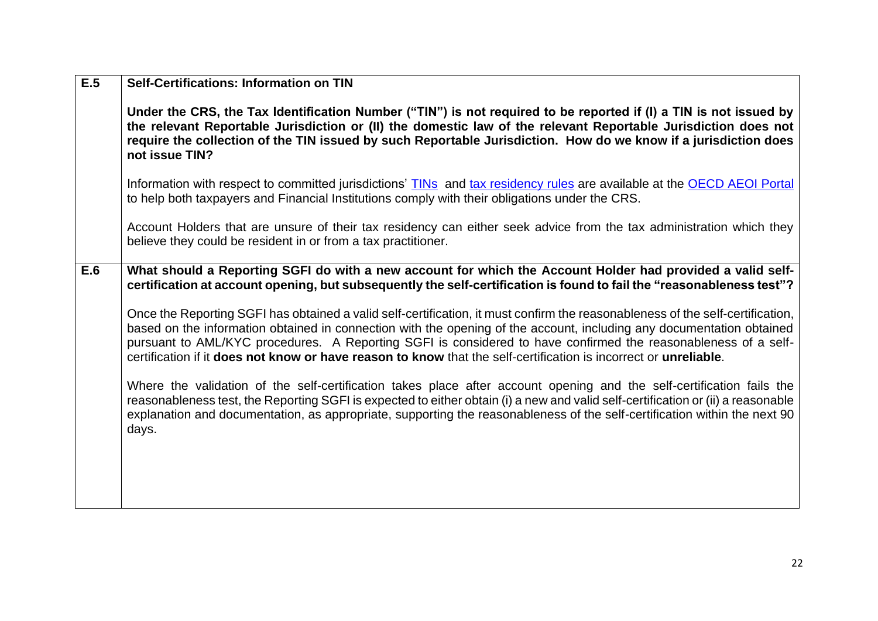| | |
|---|---|
| **E.5** | **Self-Certifications: Information on TIN**<br><br>**Under the CRS, the Tax Identification Number ("TIN") is not required to be reported if (I) a TIN is not issued by the relevant Reportable Jurisdiction or (II) the domestic law of the relevant Reportable Jurisdiction does not require the collection of the TIN issued by such Reportable Jurisdiction. How do we know if a jurisdiction does not issue TIN?**<br><br>Information with respect to committed jurisdictions' TINs and tax residency rules are available at the OECD AEOI Portal to help both taxpayers and Financial Institutions comply with their obligations under the CRS.<br><br>Account Holders that are unsure of their tax residency can either seek advice from the tax administration which they believe they could be resident in or from a tax practitioner. |
| **E.6** | **What should a Reporting SGFI do with a new account for which the Account Holder had provided a valid self-certification at account opening, but subsequently the self-certification is found to fail the "reasonableness test"?**<br><br>Once the Reporting SGFI has obtained a valid self-certification, it must confirm the reasonableness of the self-certification, based on the information obtained in connection with the opening of the account, including any documentation obtained pursuant to AML/KYC procedures. A Reporting SGFI is considered to have confirmed the reasonableness of a self-certification if it **does not know or have reason to know** that the self-certification is incorrect or **unreliable**.<br><br>Where the validation of the self-certification takes place after account opening and the self-certification fails the reasonableness test, the Reporting SGFI is expected to either obtain (i) a new and valid self-certification or (ii) a reasonable explanation and documentation, as appropriate, supporting the reasonableness of the self-certification within the next 90 days. |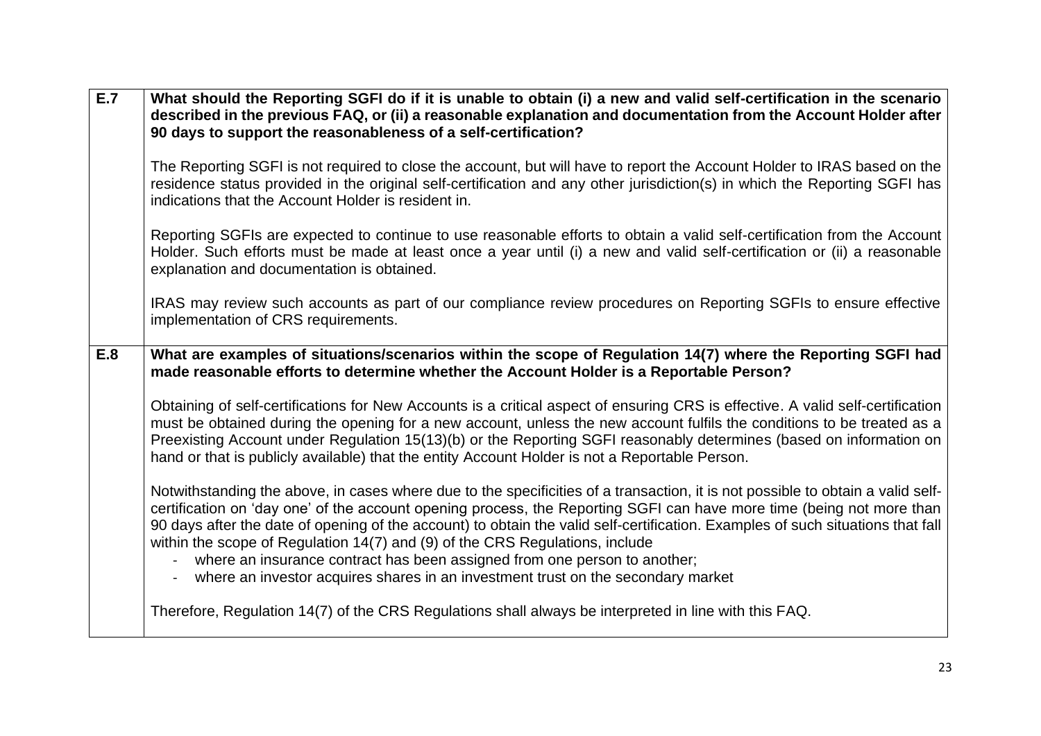| | |
|---|---|
| **E.7** | **What should the Reporting SGFI do if it is unable to obtain (i) a new and valid self-certification in the scenario described in the previous FAQ, or (ii) a reasonable explanation and documentation from the Account Holder after 90 days to support the reasonableness of a self-certification?**<br><br>The Reporting SGFI is not required to close the account, but will have to report the Account Holder to IRAS based on the residence status provided in the original self-certification and any other jurisdiction(s) in which the Reporting SGFI has indications that the Account Holder is resident in.<br><br>Reporting SGFIs are expected to continue to use reasonable efforts to obtain a valid self-certification from the Account Holder. Such efforts must be made at least once a year until (i) a new and valid self-certification or (ii) a reasonable explanation and documentation is obtained.<br><br>IRAS may review such accounts as part of our compliance review procedures on Reporting SGFIs to ensure effective implementation of CRS requirements. |
| **E.8** | **What are examples of situations/scenarios within the scope of Regulation 14(7) where the Reporting SGFI had made reasonable efforts to determine whether the Account Holder is a Reportable Person?**<br><br>Obtaining of self-certifications for New Accounts is a critical aspect of ensuring CRS is effective. A valid self-certification must be obtained during the opening for a new account, unless the new account fulfils the conditions to be treated as a Preexisting Account under Regulation 15(13)(b) or the Reporting SGFI reasonably determines (based on information on hand or that is publicly available) that the entity Account Holder is not a Reportable Person.<br><br>Notwithstanding the above, in cases where due to the specificities of a transaction, it is not possible to obtain a valid self-certification on 'day one' of the account opening process, the Reporting SGFI can have more time (being not more than 90 days after the date of opening of the account) to obtain the valid self-certification. Examples of such situations that fall within the scope of Regulation 14(7) and (9) of the CRS Regulations, include<br>- where an insurance contract has been assigned from one person to another;<br>- where an investor acquires shares in an investment trust on the secondary market<br><br>Therefore, Regulation 14(7) of the CRS Regulations shall always be interpreted in line with this FAQ. |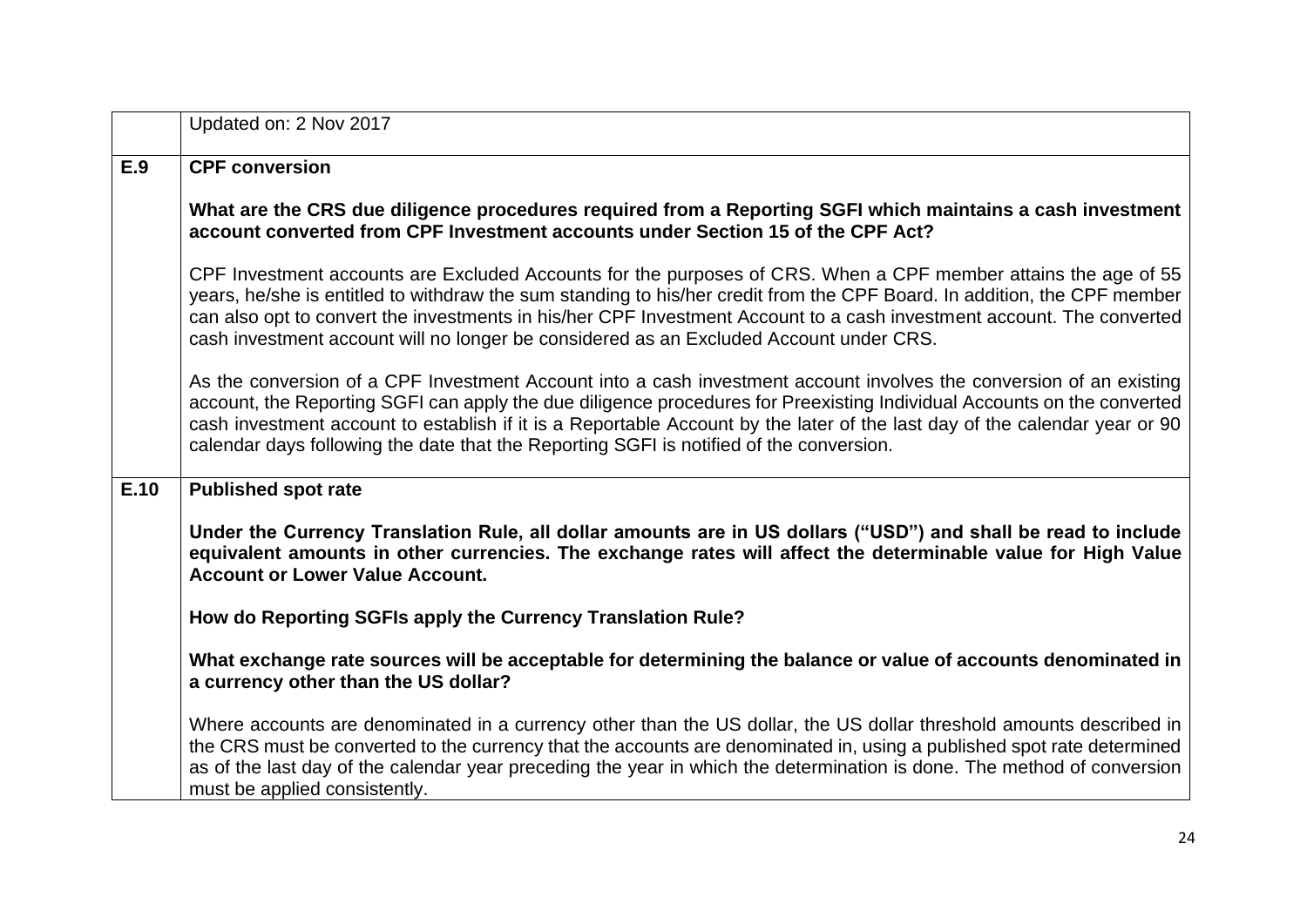| | Updated on: 2 Nov 2017 |
|---|---|
| **E.9** | **CPF conversion**<br><br>**What are the CRS due diligence procedures required from a Reporting SGFI which maintains a cash investment account converted from CPF Investment accounts under Section 15 of the CPF Act?**<br><br>CPF Investment accounts are Excluded Accounts for the purposes of CRS. When a CPF member attains the age of 55 years, he/she is entitled to withdraw the sum standing to his/her credit from the CPF Board. In addition, the CPF member can also opt to convert the investments in his/her CPF Investment Account to a cash investment account. The converted cash investment account will no longer be considered as an Excluded Account under CRS.<br><br>As the conversion of a CPF Investment Account into a cash investment account involves the conversion of an existing account, the Reporting SGFI can apply the due diligence procedures for Preexisting Individual Accounts on the converted cash investment account to establish if it is a Reportable Account by the later of the last day of the calendar year or 90 calendar days following the date that the Reporting SGFI is notified of the conversion. |
| **E.10** | **Published spot rate**<br><br>**Under the Currency Translation Rule, all dollar amounts are in US dollars ("USD") and shall be read to include equivalent amounts in other currencies. The exchange rates will affect the determinable value for High Value Account or Lower Value Account.**<br><br>**How do Reporting SGFIs apply the Currency Translation Rule?**<br><br>**What exchange rate sources will be acceptable for determining the balance or value of accounts denominated in a currency other than the US dollar?**<br><br>Where accounts are denominated in a currency other than the US dollar, the US dollar threshold amounts described in the CRS must be converted to the currency that the accounts are denominated in, using a published spot rate determined as of the last day of the calendar year preceding the year in which the determination is done. The method of conversion must be applied consistently. |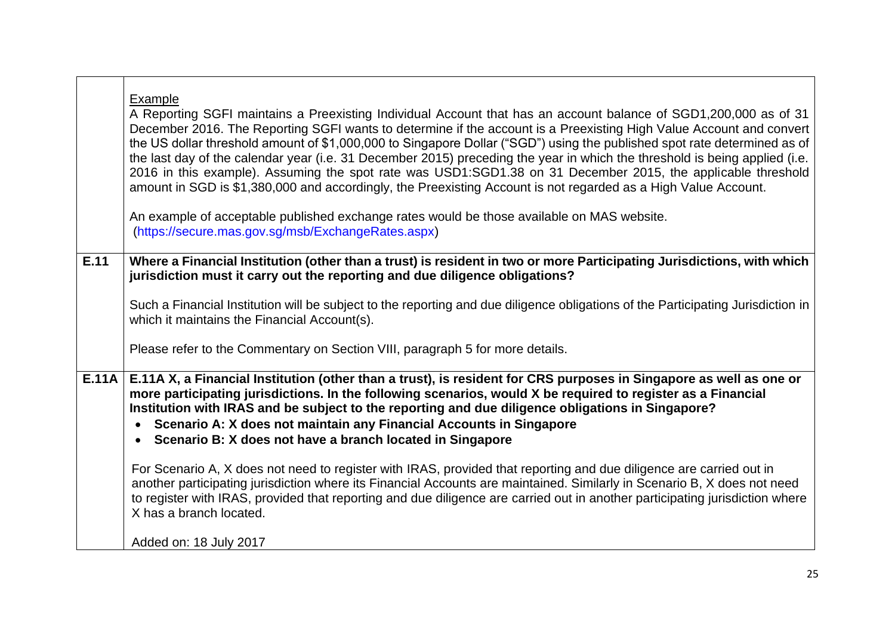| | |
|---|---|
| | <u>Example</u><br>A Reporting SGFI maintains a Preexisting Individual Account that has an account balance of SGD1,200,000 as of 31 December 2016. The Reporting SGFI wants to determine if the account is a Preexisting High Value Account and convert the US dollar threshold amount of $1,000,000 to Singapore Dollar ("SGD") using the published spot rate determined as of the last day of the calendar year (i.e. 31 December 2015) preceding the year in which the threshold is being applied (i.e. 2016 in this example). Assuming the spot rate was USD1:SGD1.38 on 31 December 2015, the applicable threshold amount in SGD is $1,380,000 and accordingly, the Preexisting Account is not regarded as a High Value Account.<br><br>An example of acceptable published exchange rates would be those available on MAS website. (https://secure.mas.gov.sg/msb/ExchangeRates.aspx) |
| **E.11** | **Where a Financial Institution (other than a trust) is resident in two or more Participating Jurisdictions, with which jurisdiction must it carry out the reporting and due diligence obligations?**<br><br>Such a Financial Institution will be subject to the reporting and due diligence obligations of the Participating Jurisdiction in which it maintains the Financial Account(s).<br><br>Please refer to the Commentary on Section VIII, paragraph 5 for more details. |
| **E.11A** | **E.11A X, a Financial Institution (other than a trust), is resident for CRS purposes in Singapore as well as one or more participating jurisdictions. In the following scenarios, would X be required to register as a Financial Institution with IRAS and be subject to the reporting and due diligence obligations in Singapore?**<br>• **Scenario A: X does not maintain any Financial Accounts in Singapore**<br>• **Scenario B: X does not have a branch located in Singapore**<br><br>For Scenario A, X does not need to register with IRAS, provided that reporting and due diligence are carried out in another participating jurisdiction where its Financial Accounts are maintained. Similarly in Scenario B, X does not need to register with IRAS, provided that reporting and due diligence are carried out in another participating jurisdiction where X has a branch located.<br><br>Added on: 18 July 2017 |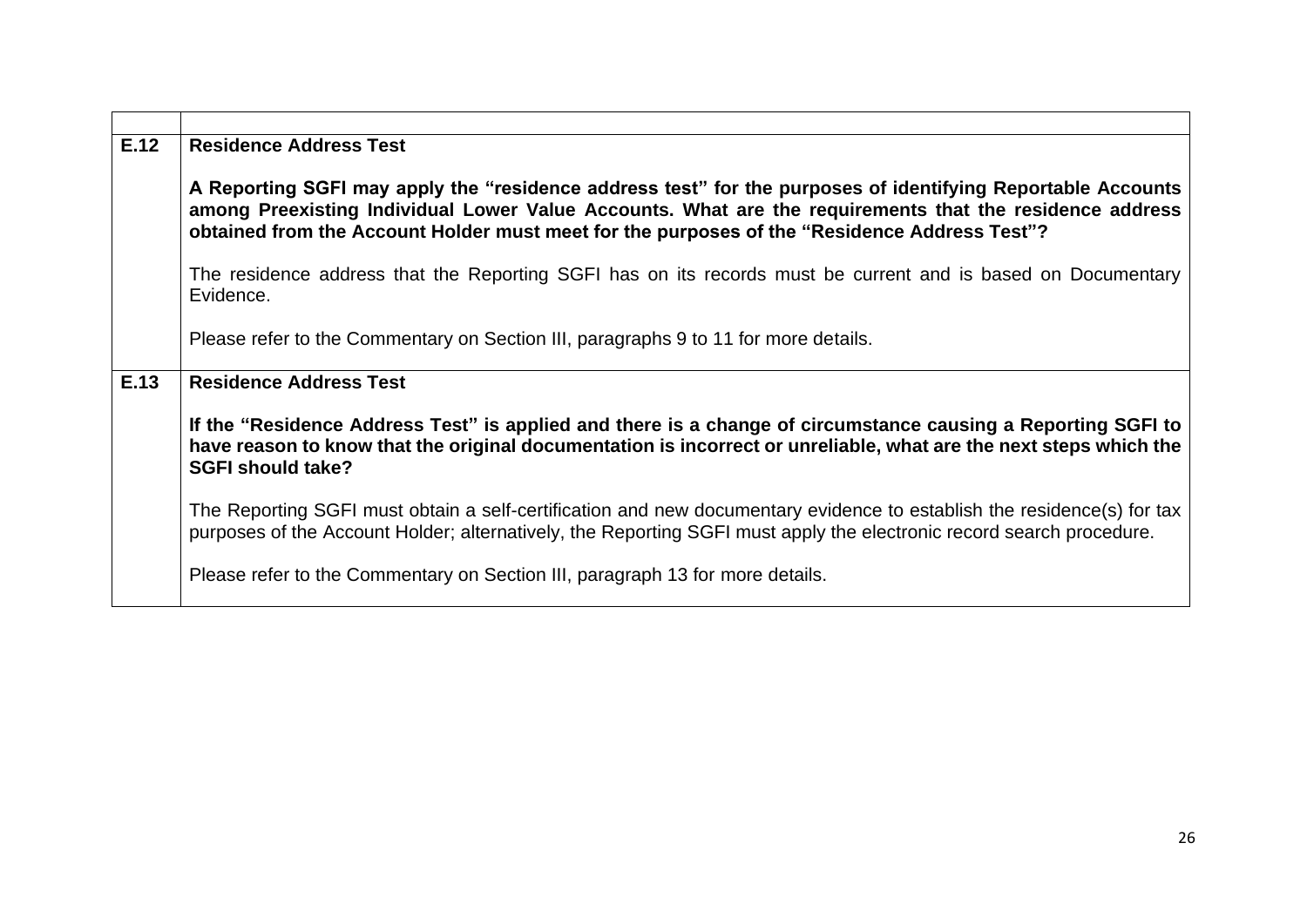| | |
|---|---|
| **E.12** | **Residence Address Test**<br><br>**A Reporting SGFI may apply the "residence address test" for the purposes of identifying Reportable Accounts among Preexisting Individual Lower Value Accounts. What are the requirements that the residence address obtained from the Account Holder must meet for the purposes of the "Residence Address Test"?**<br><br>The residence address that the Reporting SGFI has on its records must be current and is based on Documentary Evidence.<br><br>Please refer to the Commentary on Section III, paragraphs 9 to 11 for more details. |
| **E.13** | **Residence Address Test**<br><br>**If the "Residence Address Test" is applied and there is a change of circumstance causing a Reporting SGFI to have reason to know that the original documentation is incorrect or unreliable, what are the next steps which the SGFI should take?**<br><br>The Reporting SGFI must obtain a self-certification and new documentary evidence to establish the residence(s) for tax purposes of the Account Holder; alternatively, the Reporting SGFI must apply the electronic record search procedure.<br><br>Please refer to the Commentary on Section III, paragraph 13 for more details. |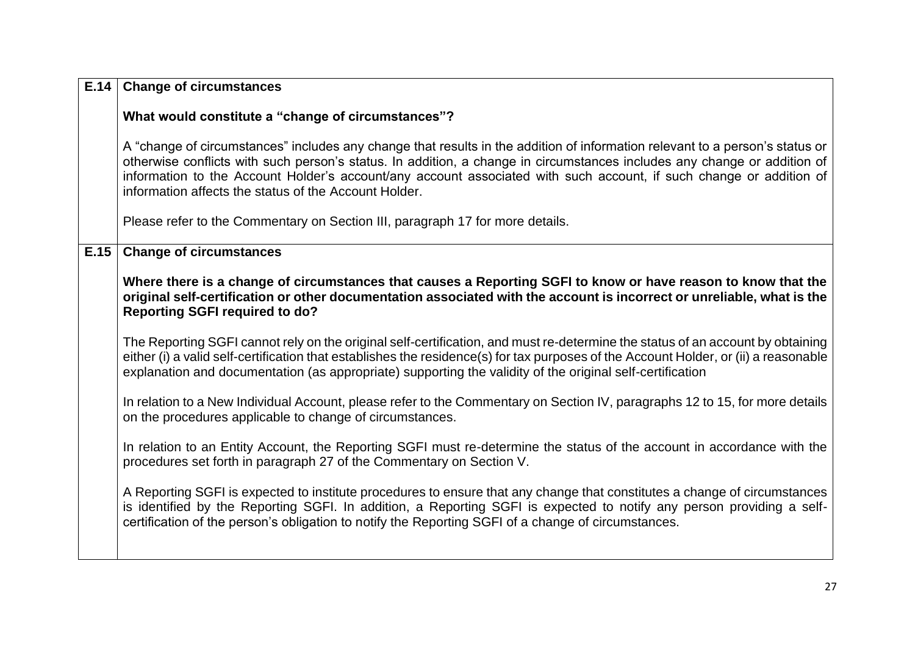| | |
|---|---|
| **E.14** | **Change of circumstances**<br><br>**What would constitute a "change of circumstances"?**<br><br>A "change of circumstances" includes any change that results in the addition of information relevant to a person's status or otherwise conflicts with such person's status. In addition, a change in circumstances includes any change or addition of information to the Account Holder's account/any account associated with such account, if such change or addition of information affects the status of the Account Holder.<br><br>Please refer to the Commentary on Section III, paragraph 17 for more details. |
| **E.15** | **Change of circumstances**<br><br>**Where there is a change of circumstances that causes a Reporting SGFI to know or have reason to know that the original self-certification or other documentation associated with the account is incorrect or unreliable, what is the Reporting SGFI required to do?**<br><br>The Reporting SGFI cannot rely on the original self-certification, and must re-determine the status of an account by obtaining either (i) a valid self-certification that establishes the residence(s) for tax purposes of the Account Holder, or (ii) a reasonable explanation and documentation (as appropriate) supporting the validity of the original self-certification<br><br>In relation to a New Individual Account, please refer to the Commentary on Section IV, paragraphs 12 to 15, for more details on the procedures applicable to change of circumstances.<br><br>In relation to an Entity Account, the Reporting SGFI must re-determine the status of the account in accordance with the procedures set forth in paragraph 27 of the Commentary on Section V.<br><br>A Reporting SGFI is expected to institute procedures to ensure that any change that constitutes a change of circumstances is identified by the Reporting SGFI. In addition, a Reporting SGFI is expected to notify any person providing a self-certification of the person's obligation to notify the Reporting SGFI of a change of circumstances. |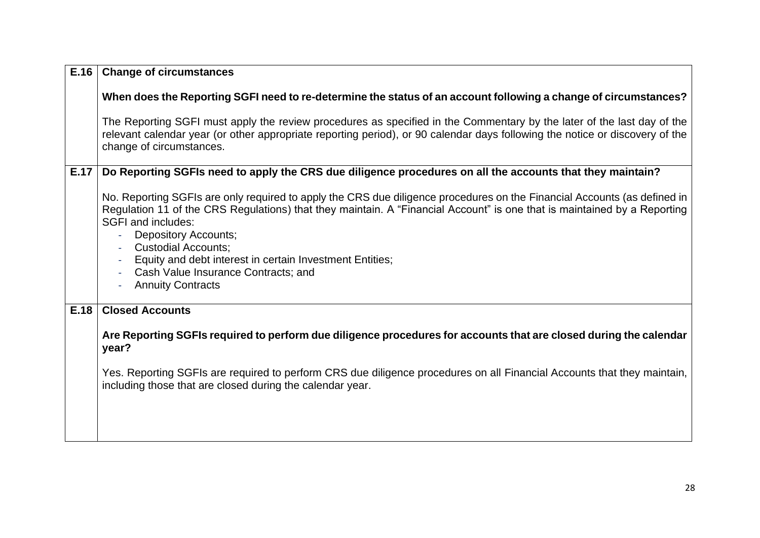| | |
|---|---|
| E.16 | **Change of circumstances**<br><br>**When does the Reporting SGFI need to re-determine the status of an account following a change of circumstances?**<br><br>The Reporting SGFI must apply the review procedures as specified in the Commentary by the later of the last day of the relevant calendar year (or other appropriate reporting period), or 90 calendar days following the notice or discovery of the change of circumstances. |
| E.17 | **Do Reporting SGFIs need to apply the CRS due diligence procedures on all the accounts that they maintain?**<br><br>No. Reporting SGFIs are only required to apply the CRS due diligence procedures on the Financial Accounts (as defined in Regulation 11 of the CRS Regulations) that they maintain. A "Financial Account" is one that is maintained by a Reporting SGFI and includes:<br>- Depository Accounts;<br>- Custodial Accounts;<br>- Equity and debt interest in certain Investment Entities;<br>- Cash Value Insurance Contracts; and<br>- Annuity Contracts |
| E.18 | **Closed Accounts**<br><br>**Are Reporting SGFIs required to perform due diligence procedures for accounts that are closed during the calendar year?**<br><br>Yes. Reporting SGFIs are required to perform CRS due diligence procedures on all Financial Accounts that they maintain, including those that are closed during the calendar year. |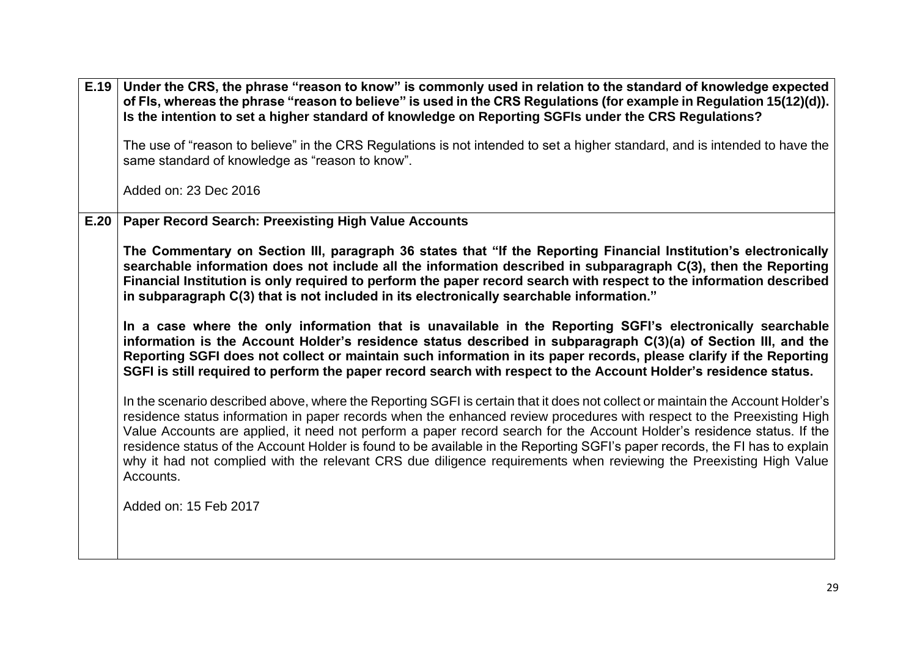| | |
|---|---|
| **E.19** | **Under the CRS, the phrase "reason to know" is commonly used in relation to the standard of knowledge expected of FIs, whereas the phrase "reason to believe" is used in the CRS Regulations (for example in Regulation 15(12)(d)). Is the intention to set a higher standard of knowledge on Reporting SGFIs under the CRS Regulations?**<br><br>The use of "reason to believe" in the CRS Regulations is not intended to set a higher standard, and is intended to have the same standard of knowledge as "reason to know".<br><br>Added on: 23 Dec 2016 |
| **E.20** | **Paper Record Search: Preexisting High Value Accounts**<br><br>**The Commentary on Section III, paragraph 36 states that "If the Reporting Financial Institution's electronically searchable information does not include all the information described in subparagraph C(3), then the Reporting Financial Institution is only required to perform the paper record search with respect to the information described in subparagraph C(3) that is not included in its electronically searchable information."**<br><br>**In a case where the only information that is unavailable in the Reporting SGFI's electronically searchable information is the Account Holder's residence status described in subparagraph C(3)(a) of Section III, and the Reporting SGFI does not collect or maintain such information in its paper records, please clarify if the Reporting SGFI is still required to perform the paper record search with respect to the Account Holder's residence status.**<br><br>In the scenario described above, where the Reporting SGFI is certain that it does not collect or maintain the Account Holder's residence status information in paper records when the enhanced review procedures with respect to the Preexisting High Value Accounts are applied, it need not perform a paper record search for the Account Holder's residence status. If the residence status of the Account Holder is found to be available in the Reporting SGFI's paper records, the FI has to explain why it had not complied with the relevant CRS due diligence requirements when reviewing the Preexisting High Value Accounts.<br><br>Added on: 15 Feb 2017 |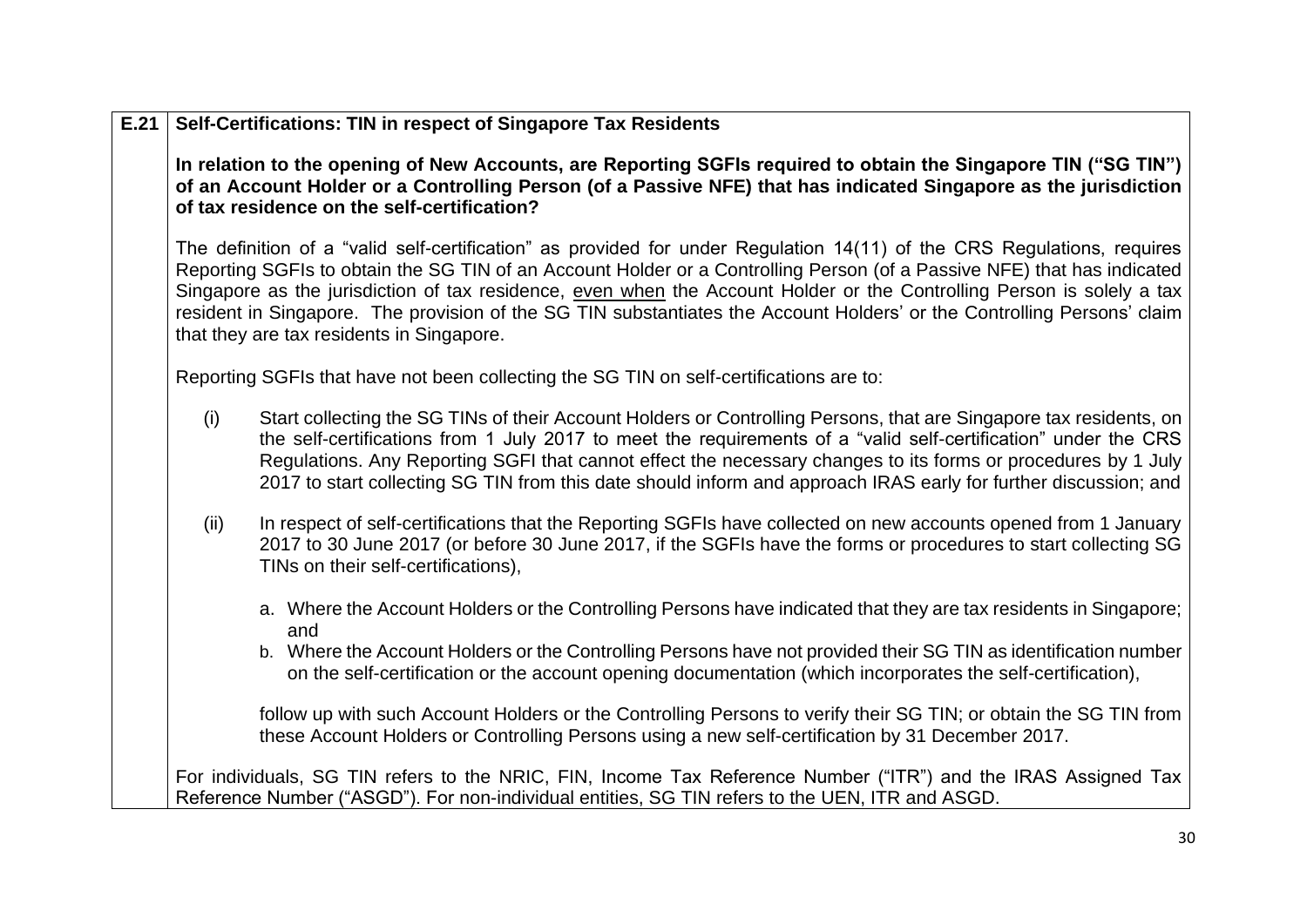**E.21 Self-Certifications: TIN in respect of Singapore Tax Residents**

**In relation to the opening of New Accounts, are Reporting SGFIs required to obtain the Singapore TIN ("SG TIN") of an Account Holder or a Controlling Person (of a Passive NFE) that has indicated Singapore as the jurisdiction of tax residence on the self-certification?**

The definition of a "valid self-certification" as provided for under Regulation 14(11) of the CRS Regulations, requires Reporting SGFIs to obtain the SG TIN of an Account Holder or a Controlling Person (of a Passive NFE) that has indicated Singapore as the jurisdiction of tax residence, even when the Account Holder or the Controlling Person is solely a tax resident in Singapore. The provision of the SG TIN substantiates the Account Holders' or the Controlling Persons' claim that they are tax residents in Singapore.

Reporting SGFIs that have not been collecting the SG TIN on self-certifications are to:

(i) Start collecting the SG TINs of their Account Holders or Controlling Persons, that are Singapore tax residents, on the self-certifications from 1 July 2017 to meet the requirements of a "valid self-certification" under the CRS Regulations. Any Reporting SGFI that cannot effect the necessary changes to its forms or procedures by 1 July 2017 to start collecting SG TIN from this date should inform and approach IRAS early for further discussion; and

(ii) In respect of self-certifications that the Reporting SGFIs have collected on new accounts opened from 1 January 2017 to 30 June 2017 (or before 30 June 2017, if the SGFIs have the forms or procedures to start collecting SG TINs on their self-certifications),

   a. Where the Account Holders or the Controlling Persons have indicated that they are tax residents in Singapore; and
   b. Where the Account Holders or the Controlling Persons have not provided their SG TIN as identification number on the self-certification or the account opening documentation (which incorporates the self-certification),

   follow up with such Account Holders or the Controlling Persons to verify their SG TIN; or obtain the SG TIN from these Account Holders or Controlling Persons using a new self-certification by 31 December 2017.

For individuals, SG TIN refers to the NRIC, FIN, Income Tax Reference Number ("ITR") and the IRAS Assigned Tax Reference Number ("ASGD"). For non-individual entities, SG TIN refers to the UEN, ITR and ASGD.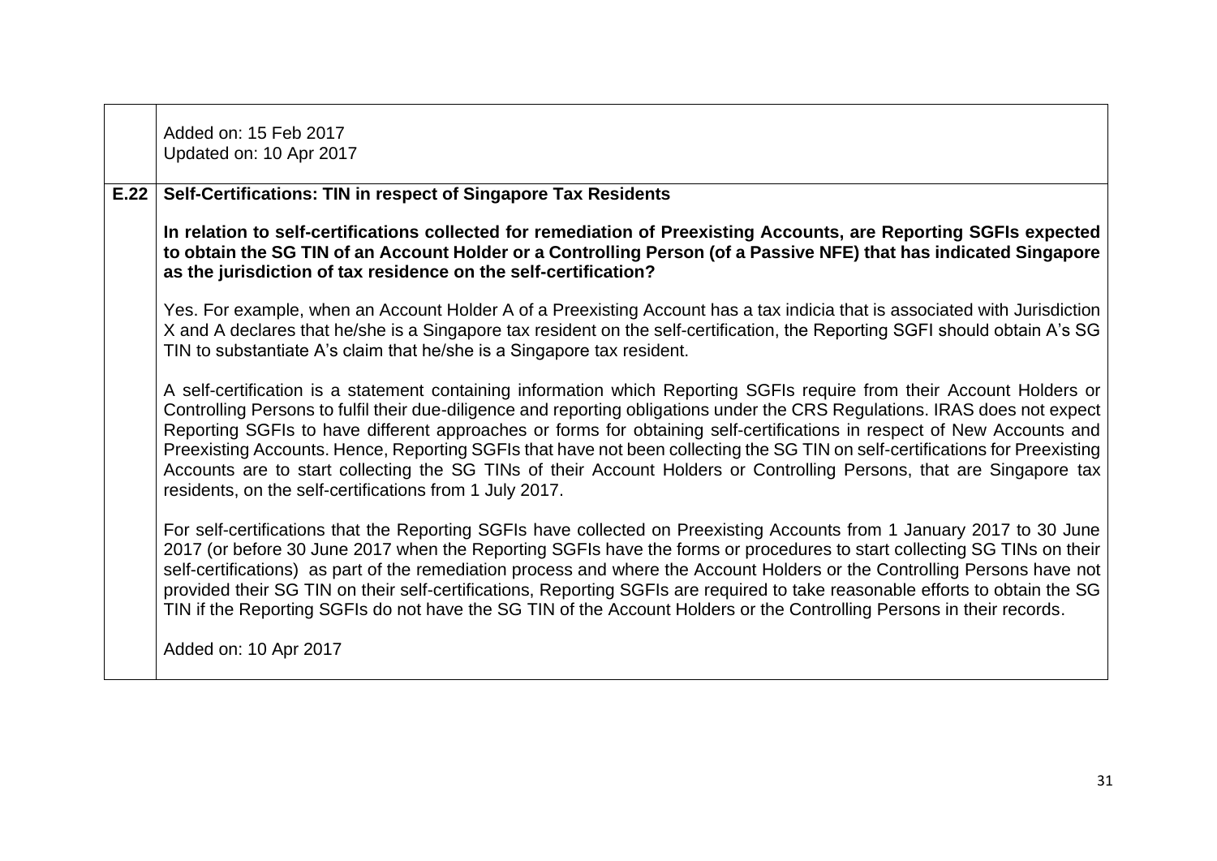| | |
|---|---|
| | Added on: 15 Feb 2017<br>Updated on: 10 Apr 2017 |
| **E.22** | **Self-Certifications: TIN in respect of Singapore Tax Residents**<br><br>**In relation to self-certifications collected for remediation of Preexisting Accounts, are Reporting SGFIs expected to obtain the SG TIN of an Account Holder or a Controlling Person (of a Passive NFE) that has indicated Singapore as the jurisdiction of tax residence on the self-certification?**<br><br>Yes. For example, when an Account Holder A of a Preexisting Account has a tax indicia that is associated with Jurisdiction X and A declares that he/she is a Singapore tax resident on the self-certification, the Reporting SGFI should obtain A's SG TIN to substantiate A's claim that he/she is a Singapore tax resident.<br><br>A self-certification is a statement containing information which Reporting SGFIs require from their Account Holders or Controlling Persons to fulfil their due-diligence and reporting obligations under the CRS Regulations. IRAS does not expect Reporting SGFIs to have different approaches or forms for obtaining self-certifications in respect of New Accounts and Preexisting Accounts. Hence, Reporting SGFIs that have not been collecting the SG TIN on self-certifications for Preexisting Accounts are to start collecting the SG TINs of their Account Holders or Controlling Persons, that are Singapore tax residents, on the self-certifications from 1 July 2017.<br><br>For self-certifications that the Reporting SGFIs have collected on Preexisting Accounts from 1 January 2017 to 30 June 2017 (or before 30 June 2017 when the Reporting SGFIs have the forms or procedures to start collecting SG TINs on their self-certifications) as part of the remediation process and where the Account Holders or the Controlling Persons have not provided their SG TIN on their self-certifications, Reporting SGFIs are required to take reasonable efforts to obtain the SG TIN if the Reporting SGFIs do not have the SG TIN of the Account Holders or the Controlling Persons in their records.<br><br>Added on: 10 Apr 2017 |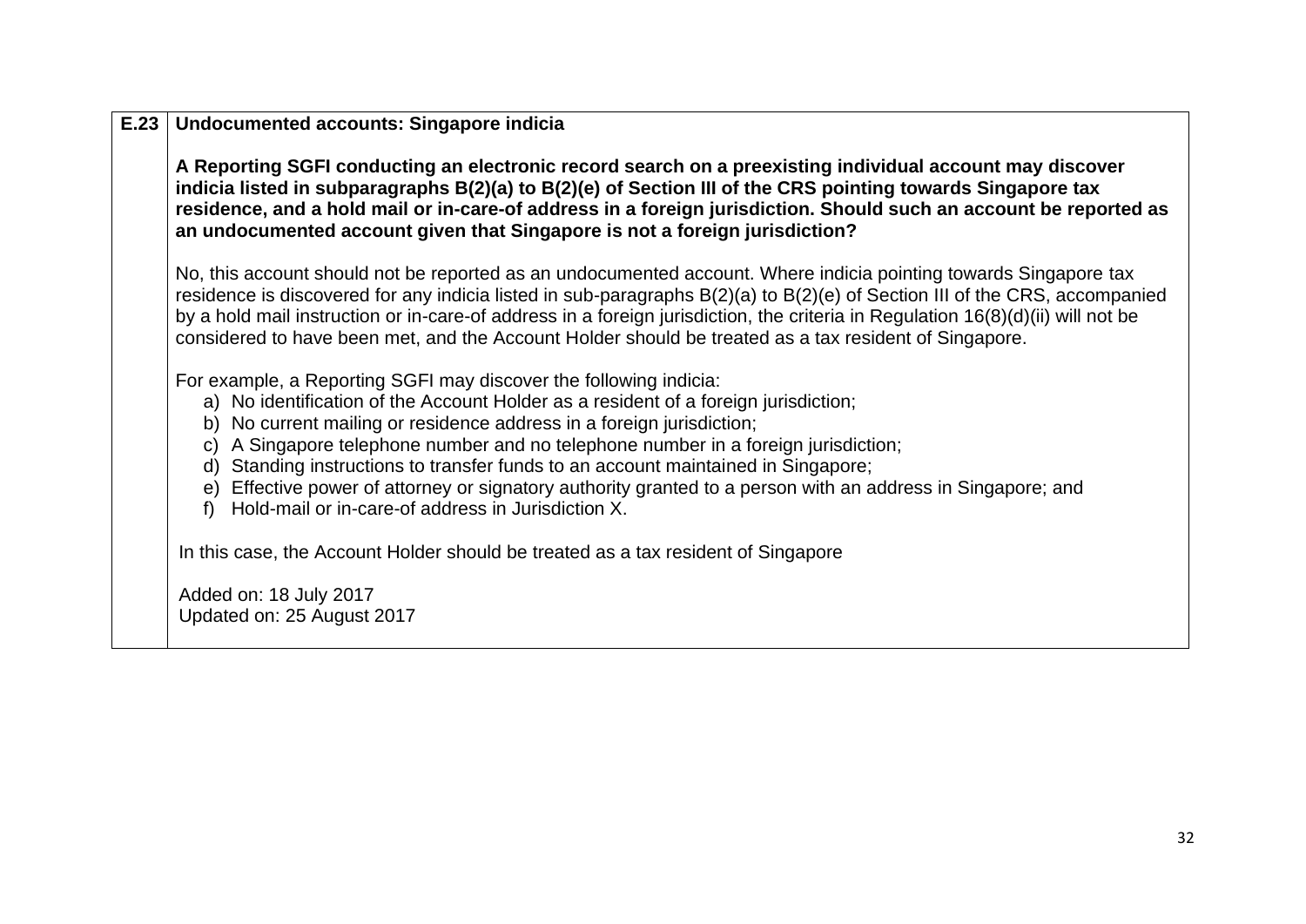| E.23 | **Undocumented accounts: Singapore indicia** |
|---|---|
| | **A Reporting SGFI conducting an electronic record search on a preexisting individual account may discover indicia listed in subparagraphs B(2)(a) to B(2)(e) of Section III of the CRS pointing towards Singapore tax residence, and a hold mail or in-care-of address in a foreign jurisdiction. Should such an account be reported as an undocumented account given that Singapore is not a foreign jurisdiction?**<br><br>No, this account should not be reported as an undocumented account. Where indicia pointing towards Singapore tax residence is discovered for any indicia listed in sub-paragraphs B(2)(a) to B(2)(e) of Section III of the CRS, accompanied by a hold mail instruction or in-care-of address in a foreign jurisdiction, the criteria in Regulation 16(8)(d)(ii) will not be considered to have been met, and the Account Holder should be treated as a tax resident of Singapore.<br><br>For example, a Reporting SGFI may discover the following indicia:<br>a) No identification of the Account Holder as a resident of a foreign jurisdiction;<br>b) No current mailing or residence address in a foreign jurisdiction;<br>c) A Singapore telephone number and no telephone number in a foreign jurisdiction;<br>d) Standing instructions to transfer funds to an account maintained in Singapore;<br>e) Effective power of attorney or signatory authority granted to a person with an address in Singapore; and<br>f) Hold-mail or in-care-of address in Jurisdiction X.<br><br>In this case, the Account Holder should be treated as a tax resident of Singapore<br><br>Added on: 18 July 2017<br>Updated on: 25 August 2017 |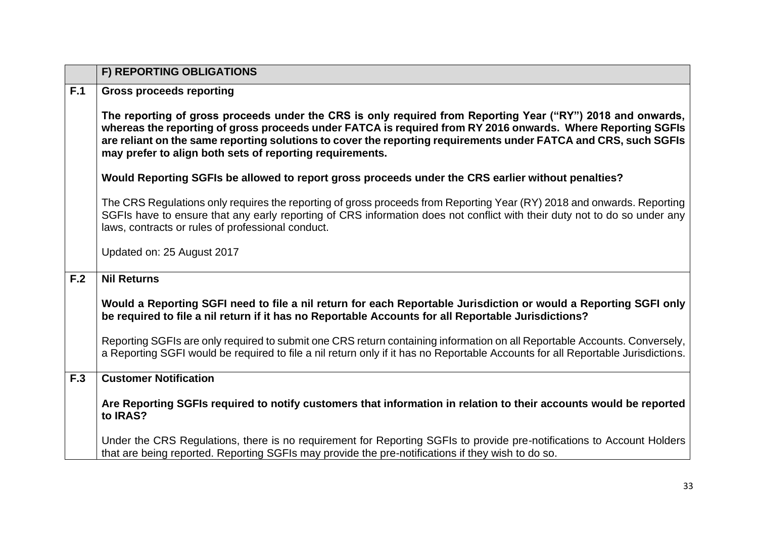| | F) REPORTING OBLIGATIONS |
|---|---|
| F.1 | **Gross proceeds reporting**<br><br>**The reporting of gross proceeds under the CRS is only required from Reporting Year ("RY") 2018 and onwards, whereas the reporting of gross proceeds under FATCA is required from RY 2016 onwards. Where Reporting SGFIs are reliant on the same reporting solutions to cover the reporting requirements under FATCA and CRS, such SGFIs may prefer to align both sets of reporting requirements.**<br><br>**Would Reporting SGFIs be allowed to report gross proceeds under the CRS earlier without penalties?**<br><br>The CRS Regulations only requires the reporting of gross proceeds from Reporting Year (RY) 2018 and onwards. Reporting SGFIs have to ensure that any early reporting of CRS information does not conflict with their duty not to do so under any laws, contracts or rules of professional conduct.<br><br>Updated on: 25 August 2017 |
| F.2 | **Nil Returns**<br><br>**Would a Reporting SGFI need to file a nil return for each Reportable Jurisdiction or would a Reporting SGFI only be required to file a nil return if it has no Reportable Accounts for all Reportable Jurisdictions?**<br><br>Reporting SGFIs are only required to submit one CRS return containing information on all Reportable Accounts. Conversely, a Reporting SGFI would be required to file a nil return only if it has no Reportable Accounts for all Reportable Jurisdictions. |
| F.3 | **Customer Notification**<br><br>**Are Reporting SGFIs required to notify customers that information in relation to their accounts would be reported to IRAS?**<br><br>Under the CRS Regulations, there is no requirement for Reporting SGFIs to provide pre-notifications to Account Holders that are being reported. Reporting SGFIs may provide the pre-notifications if they wish to do so. |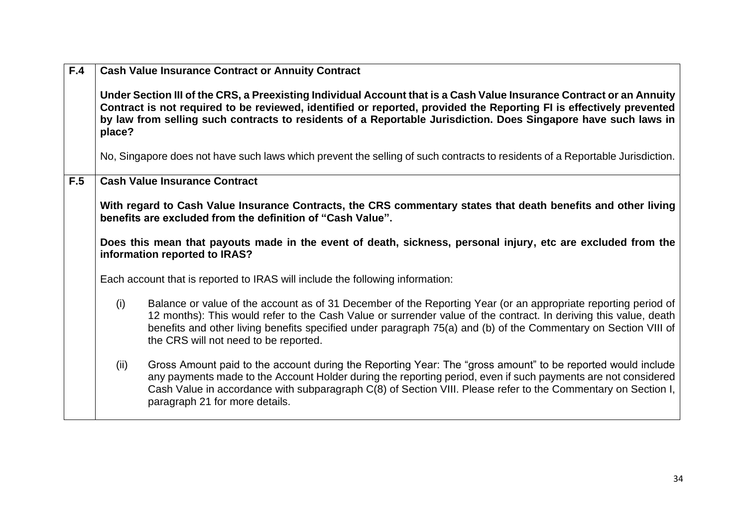| | |
|---|---|
| **F.4** | **Cash Value Insurance Contract or Annuity Contract**<br><br>**Under Section III of the CRS, a Preexisting Individual Account that is a Cash Value Insurance Contract or an Annuity Contract is not required to be reviewed, identified or reported, provided the Reporting FI is effectively prevented by law from selling such contracts to residents of a Reportable Jurisdiction. Does Singapore have such laws in place?**<br><br>No, Singapore does not have such laws which prevent the selling of such contracts to residents of a Reportable Jurisdiction. |
| **F.5** | **Cash Value Insurance Contract**<br><br>**With regard to Cash Value Insurance Contracts, the CRS commentary states that death benefits and other living benefits are excluded from the definition of "Cash Value".**<br><br>**Does this mean that payouts made in the event of death, sickness, personal injury, etc are excluded from the information reported to IRAS?**<br><br>Each account that is reported to IRAS will include the following information:<br><br>(i) Balance or value of the account as of 31 December of the Reporting Year (or an appropriate reporting period of 12 months): This would refer to the Cash Value or surrender value of the contract. In deriving this value, death benefits and other living benefits specified under paragraph 75(a) and (b) of the Commentary on Section VIII of the CRS will not need to be reported.<br><br>(ii) Gross Amount paid to the account during the Reporting Year: The "gross amount" to be reported would include any payments made to the Account Holder during the reporting period, even if such payments are not considered Cash Value in accordance with subparagraph C(8) of Section VIII. Please refer to the Commentary on Section I, paragraph 21 for more details. |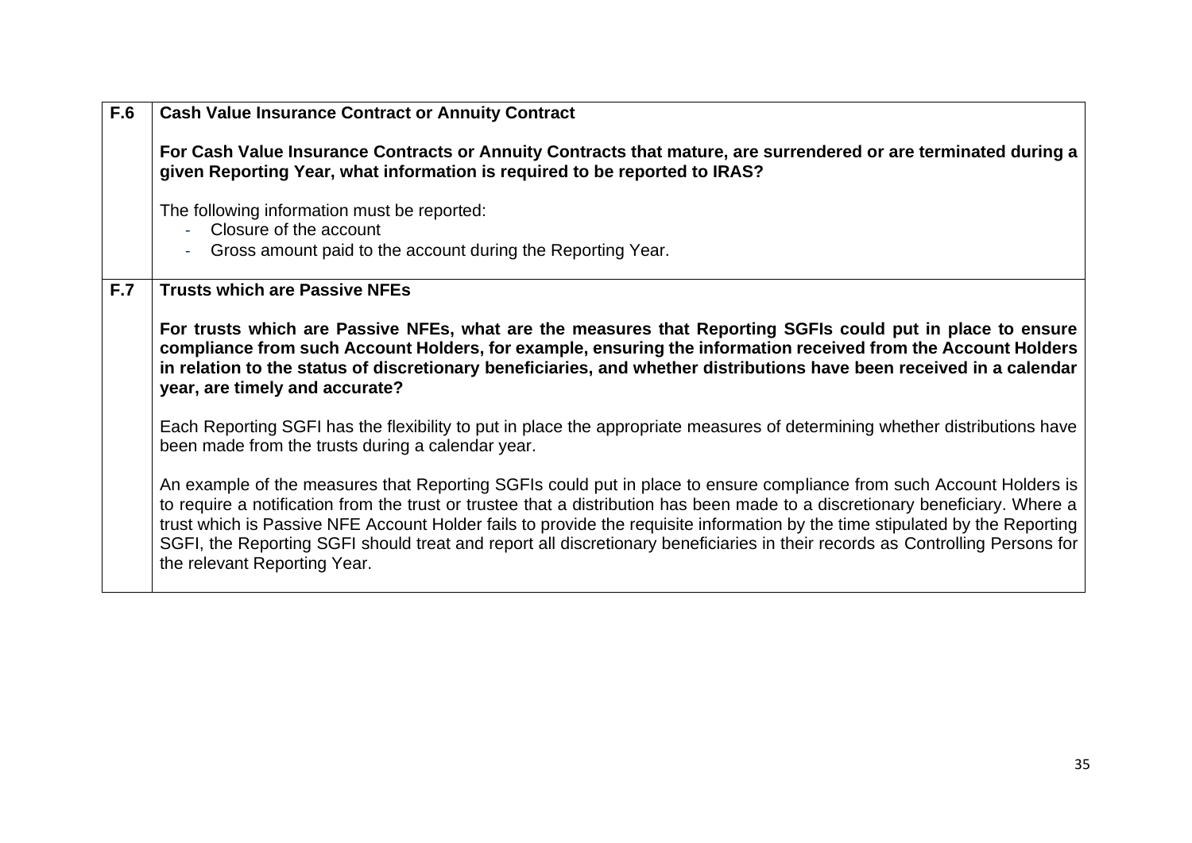| F.6 | **Cash Value Insurance Contract or Annuity Contract**<br><br>**For Cash Value Insurance Contracts or Annuity Contracts that mature, are surrendered or are terminated during a given Reporting Year, what information is required to be reported to IRAS?**<br><br>The following information must be reported:<br>- Closure of the account<br>- Gross amount paid to the account during the Reporting Year. |
|---|---|
| **F.7** | **Trusts which are Passive NFEs**<br><br>**For trusts which are Passive NFEs, what are the measures that Reporting SGFIs could put in place to ensure compliance from such Account Holders, for example, ensuring the information received from the Account Holders in relation to the status of discretionary beneficiaries, and whether distributions have been received in a calendar year, are timely and accurate?**<br><br>Each Reporting SGFI has the flexibility to put in place the appropriate measures of determining whether distributions have been made from the trusts during a calendar year.<br><br>An example of the measures that Reporting SGFIs could put in place to ensure compliance from such Account Holders is to require a notification from the trust or trustee that a distribution has been made to a discretionary beneficiary. Where a trust which is Passive NFE Account Holder fails to provide the requisite information by the time stipulated by the Reporting SGFI, the Reporting SGFI should treat and report all discretionary beneficiaries in their records as Controlling Persons for the relevant Reporting Year. |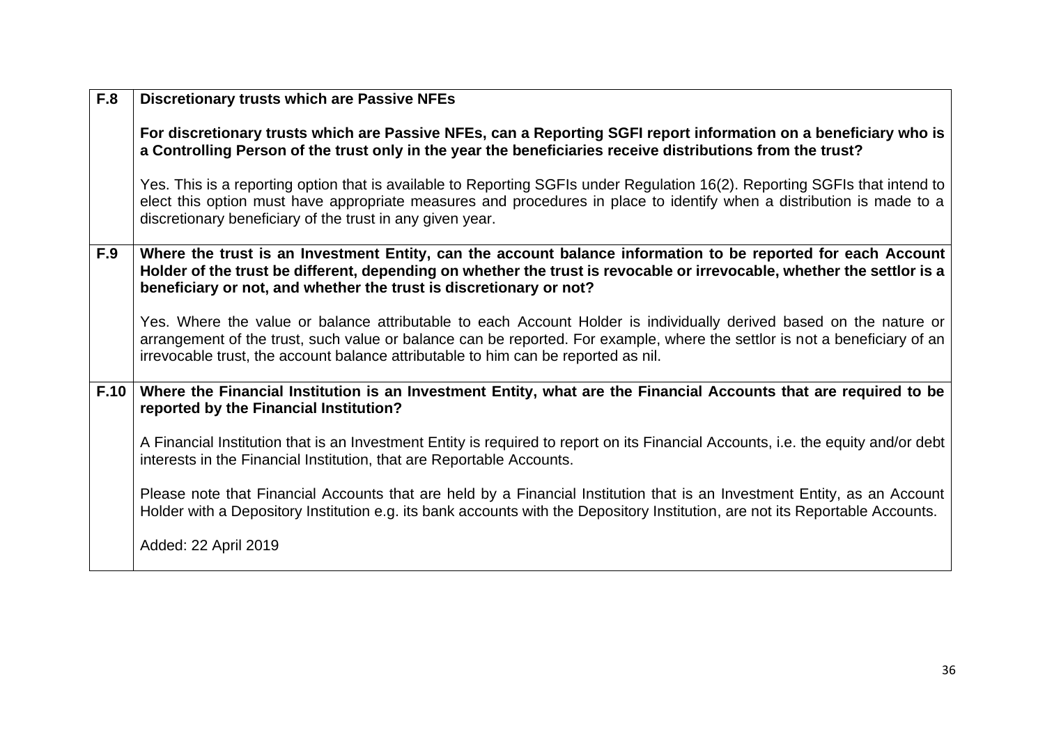| | |
|---|---|
| **F.8** | **Discretionary trusts which are Passive NFEs**<br><br>**For discretionary trusts which are Passive NFEs, can a Reporting SGFI report information on a beneficiary who is a Controlling Person of the trust only in the year the beneficiaries receive distributions from the trust?**<br><br>Yes. This is a reporting option that is available to Reporting SGFIs under Regulation 16(2). Reporting SGFIs that intend to elect this option must have appropriate measures and procedures in place to identify when a distribution is made to a discretionary beneficiary of the trust in any given year. |
| **F.9** | **Where the trust is an Investment Entity, can the account balance information to be reported for each Account Holder of the trust be different, depending on whether the trust is revocable or irrevocable, whether the settlor is a beneficiary or not, and whether the trust is discretionary or not?**<br><br>Yes. Where the value or balance attributable to each Account Holder is individually derived based on the nature or arrangement of the trust, such value or balance can be reported. For example, where the settlor is not a beneficiary of an irrevocable trust, the account balance attributable to him can be reported as nil. |
| **F.10** | **Where the Financial Institution is an Investment Entity, what are the Financial Accounts that are required to be reported by the Financial Institution?**<br><br>A Financial Institution that is an Investment Entity is required to report on its Financial Accounts, i.e. the equity and/or debt interests in the Financial Institution, that are Reportable Accounts.<br><br>Please note that Financial Accounts that are held by a Financial Institution that is an Investment Entity, as an Account Holder with a Depository Institution e.g. its bank accounts with the Depository Institution, are not its Reportable Accounts.<br><br>Added: 22 April 2019 |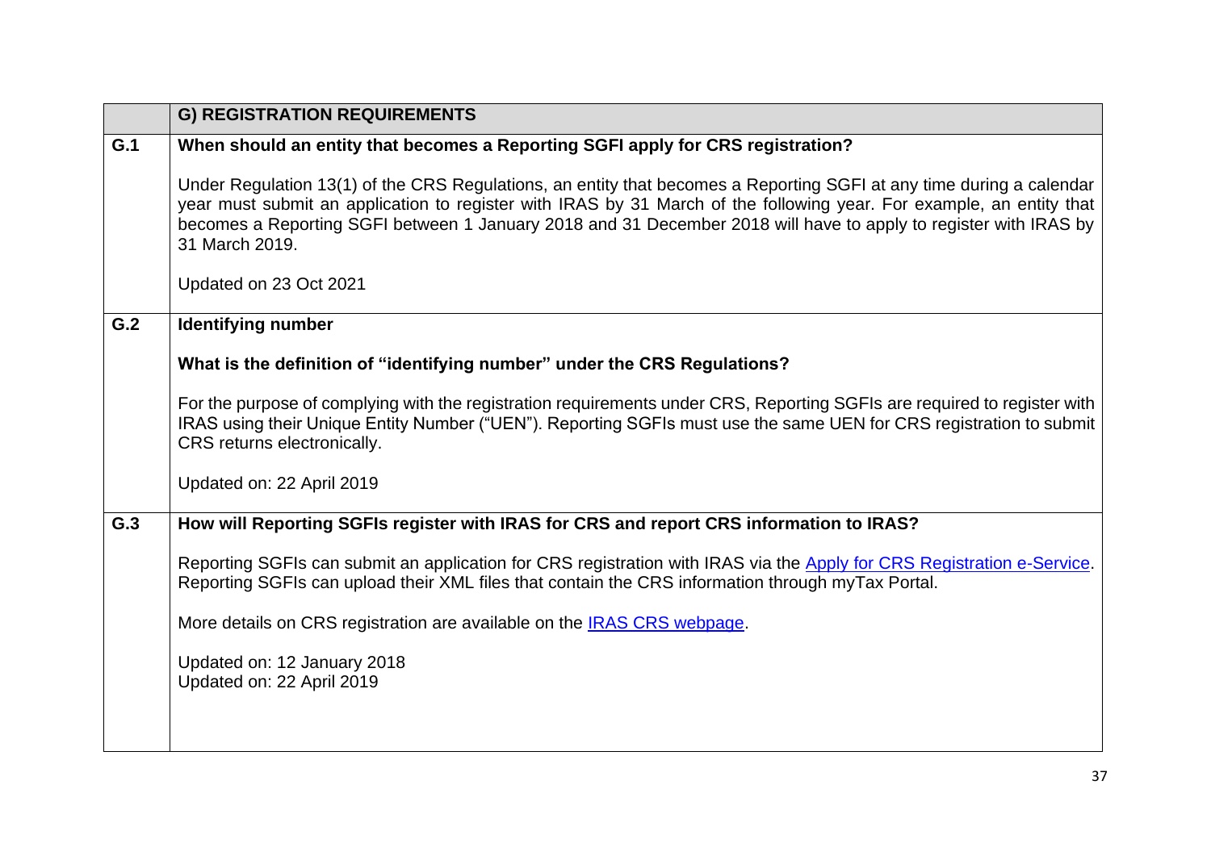| | G) REGISTRATION REQUIREMENTS |
|---|---|
| G.1 | **When should an entity that becomes a Reporting SGFI apply for CRS registration?**<br><br>Under Regulation 13(1) of the CRS Regulations, an entity that becomes a Reporting SGFI at any time during a calendar year must submit an application to register with IRAS by 31 March of the following year. For example, an entity that becomes a Reporting SGFI between 1 January 2018 and 31 December 2018 will have to apply to register with IRAS by 31 March 2019.<br><br>Updated on 23 Oct 2021 |
| G.2 | **Identifying number**<br><br>**What is the definition of "identifying number" under the CRS Regulations?**<br><br>For the purpose of complying with the registration requirements under CRS, Reporting SGFIs are required to register with IRAS using their Unique Entity Number ("UEN"). Reporting SGFIs must use the same UEN for CRS registration to submit CRS returns electronically.<br><br>Updated on: 22 April 2019 |
| G.3 | **How will Reporting SGFIs register with IRAS for CRS and report CRS information to IRAS?**<br><br>Reporting SGFIs can submit an application for CRS registration with IRAS via the Apply for CRS Registration e-Service. Reporting SGFIs can upload their XML files that contain the CRS information through myTax Portal.<br><br>More details on CRS registration are available on the IRAS CRS webpage.<br><br>Updated on: 12 January 2018<br>Updated on: 22 April 2019 |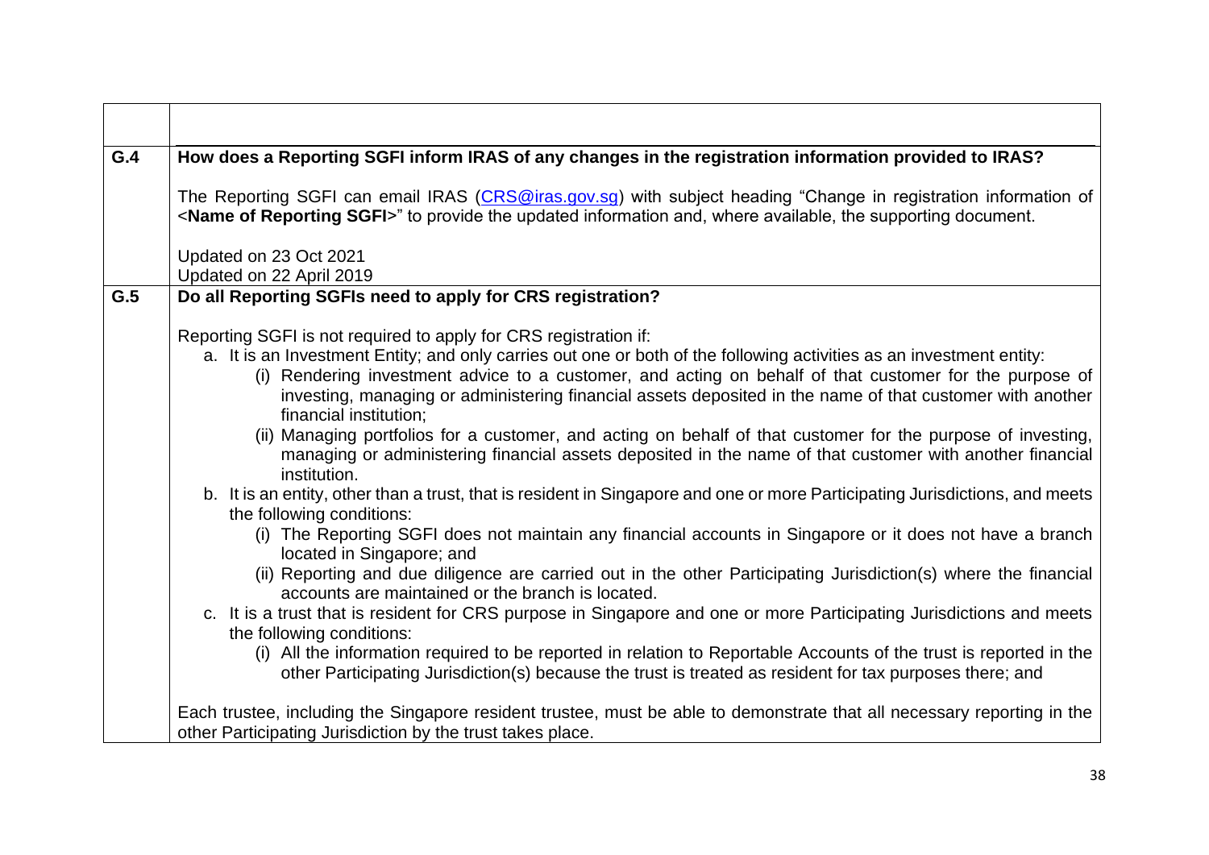| | |
|---|---|
| | |
| **G.4** | **How does a Reporting SGFI inform IRAS of any changes in the registration information provided to IRAS?**<br><br>The Reporting SGFI can email IRAS (CRS@iras.gov.sg) with subject heading "Change in registration information of <**Name of Reporting SGFI**>" to provide the updated information and, where available, the supporting document.<br><br>Updated on 23 Oct 2021<br>Updated on 22 April 2019 |
| **G.5** | **Do all Reporting SGFIs need to apply for CRS registration?**<br><br>Reporting SGFI is not required to apply for CRS registration if:<br>a. It is an Investment Entity; and only carries out one or both of the following activities as an investment entity:<br>(i) Rendering investment advice to a customer, and acting on behalf of that customer for the purpose of investing, managing or administering financial assets deposited in the name of that customer with another financial institution;<br>(ii) Managing portfolios for a customer, and acting on behalf of that customer for the purpose of investing, managing or administering financial assets deposited in the name of that customer with another financial institution.<br>b. It is an entity, other than a trust, that is resident in Singapore and one or more Participating Jurisdictions, and meets the following conditions:<br>(i) The Reporting SGFI does not maintain any financial accounts in Singapore or it does not have a branch located in Singapore; and<br>(ii) Reporting and due diligence are carried out in the other Participating Jurisdiction(s) where the financial accounts are maintained or the branch is located.<br>c. It is a trust that is resident for CRS purpose in Singapore and one or more Participating Jurisdictions and meets the following conditions:<br>(i) All the information required to be reported in relation to Reportable Accounts of the trust is reported in the other Participating Jurisdiction(s) because the trust is treated as resident for tax purposes there; and<br><br>Each trustee, including the Singapore resident trustee, must be able to demonstrate that all necessary reporting in the other Participating Jurisdiction by the trust takes place. |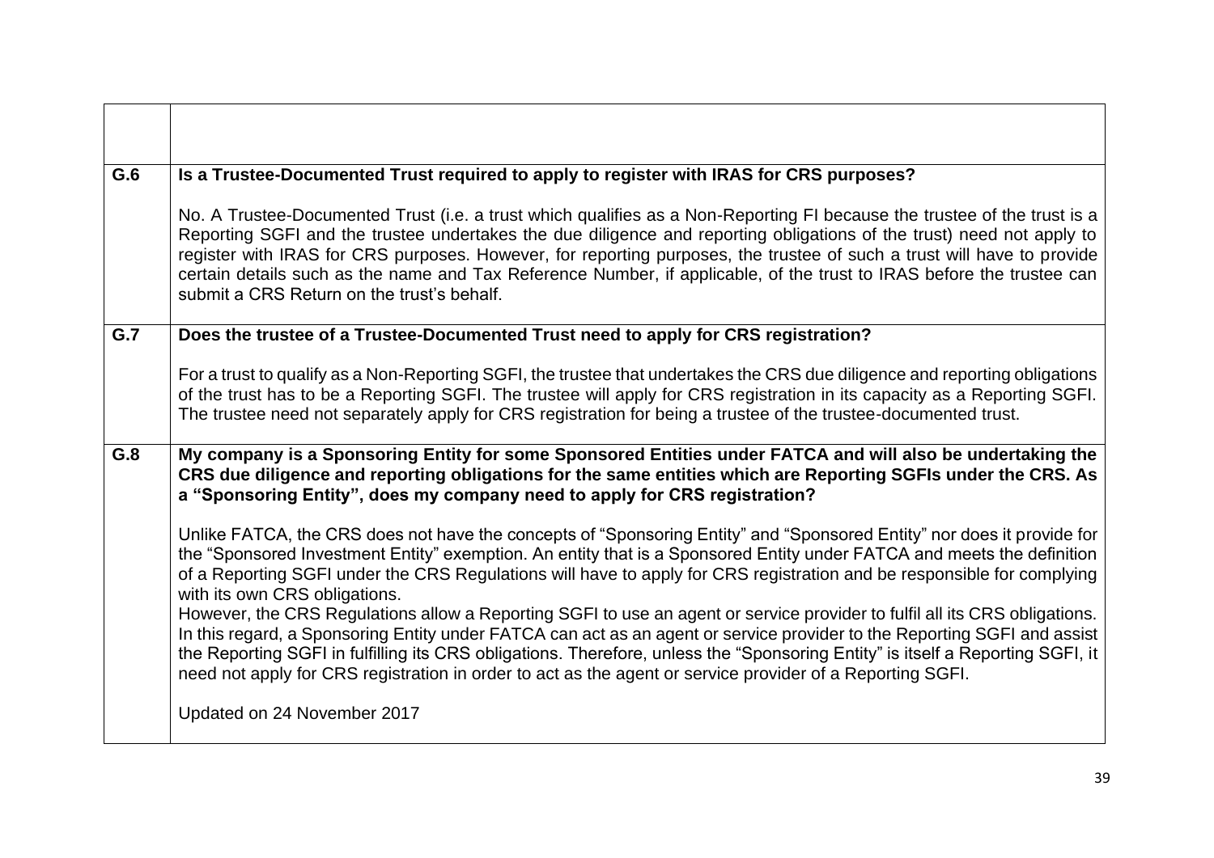| | |
|---|---|
| | |
| **G.6** | **Is a Trustee-Documented Trust required to apply to register with IRAS for CRS purposes?**<br><br>No. A Trustee-Documented Trust (i.e. a trust which qualifies as a Non-Reporting FI because the trustee of the trust is a Reporting SGFI and the trustee undertakes the due diligence and reporting obligations of the trust) need not apply to register with IRAS for CRS purposes. However, for reporting purposes, the trustee of such a trust will have to provide certain details such as the name and Tax Reference Number, if applicable, of the trust to IRAS before the trustee can submit a CRS Return on the trust's behalf. |
| **G.7** | **Does the trustee of a Trustee-Documented Trust need to apply for CRS registration?**<br><br>For a trust to qualify as a Non-Reporting SGFI, the trustee that undertakes the CRS due diligence and reporting obligations of the trust has to be a Reporting SGFI. The trustee will apply for CRS registration in its capacity as a Reporting SGFI. The trustee need not separately apply for CRS registration for being a trustee of the trustee-documented trust. |
| **G.8** | **My company is a Sponsoring Entity for some Sponsored Entities under FATCA and will also be undertaking the CRS due diligence and reporting obligations for the same entities which are Reporting SGFIs under the CRS. As a "Sponsoring Entity", does my company need to apply for CRS registration?**<br><br>Unlike FATCA, the CRS does not have the concepts of "Sponsoring Entity" and "Sponsored Entity" nor does it provide for the "Sponsored Investment Entity" exemption. An entity that is a Sponsored Entity under FATCA and meets the definition of a Reporting SGFI under the CRS Regulations will have to apply for CRS registration and be responsible for complying with its own CRS obligations.<br>However, the CRS Regulations allow a Reporting SGFI to use an agent or service provider to fulfil all its CRS obligations. In this regard, a Sponsoring Entity under FATCA can act as an agent or service provider to the Reporting SGFI and assist the Reporting SGFI in fulfilling its CRS obligations. Therefore, unless the "Sponsoring Entity" is itself a Reporting SGFI, it need not apply for CRS registration in order to act as the agent or service provider of a Reporting SGFI.<br><br>Updated on 24 November 2017 |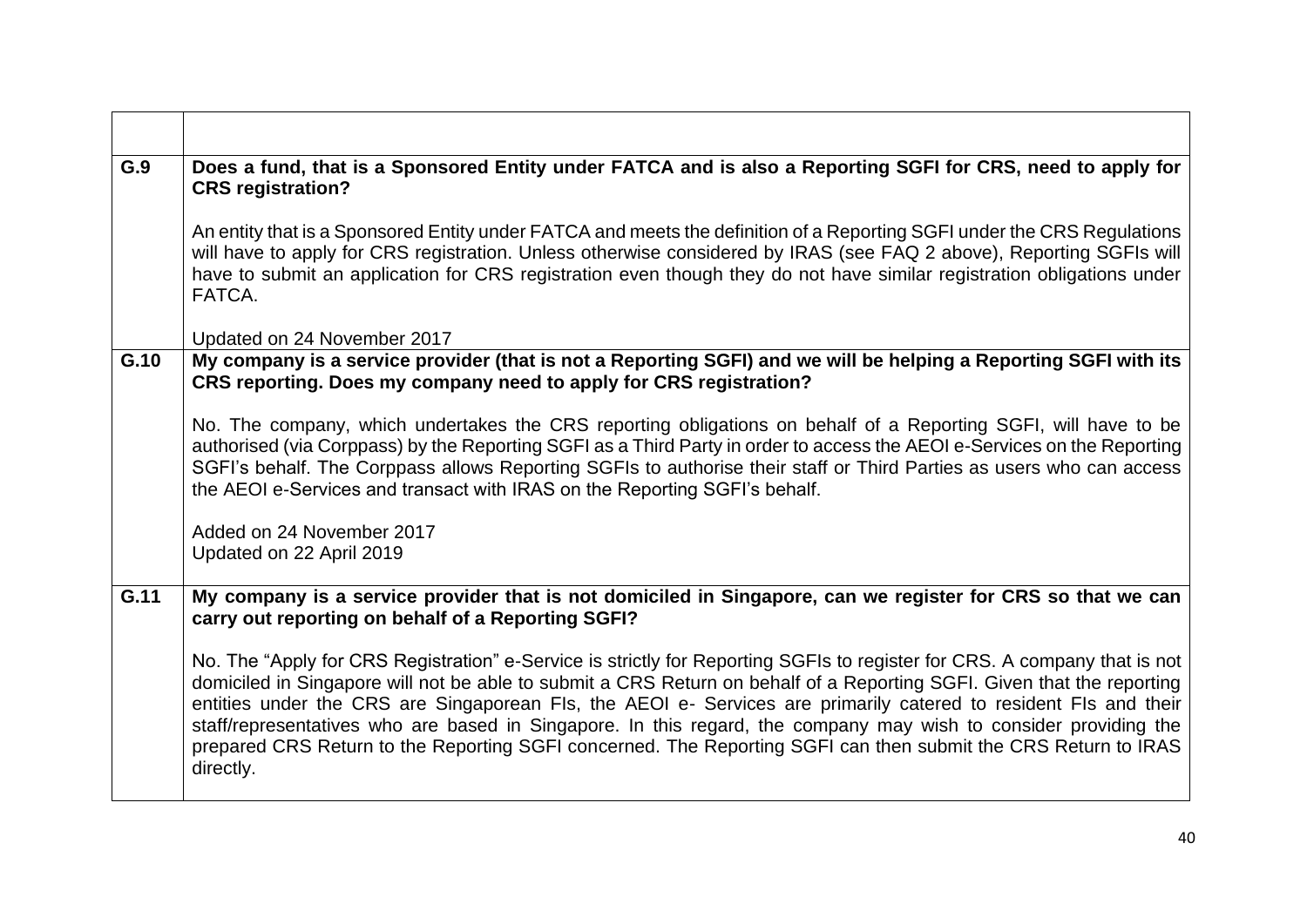| | |
|---|---|
| | |
| **G.9** | **Does a fund, that is a Sponsored Entity under FATCA and is also a Reporting SGFI for CRS, need to apply for CRS registration?**<br><br>An entity that is a Sponsored Entity under FATCA and meets the definition of a Reporting SGFI under the CRS Regulations will have to apply for CRS registration. Unless otherwise considered by IRAS (see FAQ 2 above), Reporting SGFIs will have to submit an application for CRS registration even though they do not have similar registration obligations under FATCA.<br><br>Updated on 24 November 2017 |
| **G.10** | **My company is a service provider (that is not a Reporting SGFI) and we will be helping a Reporting SGFI with its CRS reporting. Does my company need to apply for CRS registration?**<br><br>No. The company, which undertakes the CRS reporting obligations on behalf of a Reporting SGFI, will have to be authorised (via Corppass) by the Reporting SGFI as a Third Party in order to access the AEOI e-Services on the Reporting SGFI's behalf. The Corppass allows Reporting SGFIs to authorise their staff or Third Parties as users who can access the AEOI e-Services and transact with IRAS on the Reporting SGFI's behalf.<br><br>Added on 24 November 2017<br>Updated on 22 April 2019 |
| **G.11** | **My company is a service provider that is not domiciled in Singapore, can we register for CRS so that we can carry out reporting on behalf of a Reporting SGFI?**<br><br>No. The "Apply for CRS Registration" e-Service is strictly for Reporting SGFIs to register for CRS. A company that is not domiciled in Singapore will not be able to submit a CRS Return on behalf of a Reporting SGFI. Given that the reporting entities under the CRS are Singaporean FIs, the AEOI e- Services are primarily catered to resident FIs and their staff/representatives who are based in Singapore. In this regard, the company may wish to consider providing the prepared CRS Return to the Reporting SGFI concerned. The Reporting SGFI can then submit the CRS Return to IRAS directly. |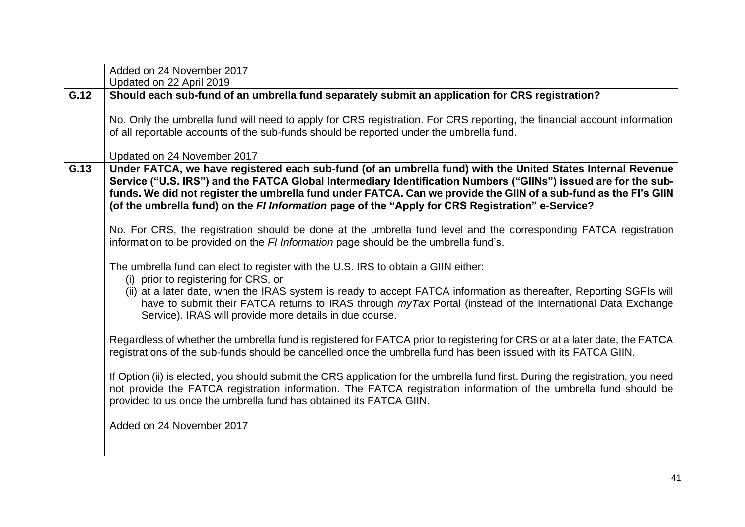| | |
|---|---|
| | Added on 24 November 2017<br>Updated on 22 April 2019 |
| **G.12** | **Should each sub-fund of an umbrella fund separately submit an application for CRS registration?**<br><br>No. Only the umbrella fund will need to apply for CRS registration. For CRS reporting, the financial account information of all reportable accounts of the sub-funds should be reported under the umbrella fund.<br><br>Updated on 24 November 2017 |
| **G.13** | **Under FATCA, we have registered each sub-fund (of an umbrella fund) with the United States Internal Revenue Service ("U.S. IRS") and the FATCA Global Intermediary Identification Numbers ("GIINs") issued are for the sub-funds. We did not register the umbrella fund under FATCA. Can we provide the GIIN of a sub-fund as the FI's GIIN (of the umbrella fund) on the *FI Information* page of the "Apply for CRS Registration" e-Service?**<br><br>No. For CRS, the registration should be done at the umbrella fund level and the corresponding FATCA registration information to be provided on the *FI Information* page should be the umbrella fund's.<br><br>The umbrella fund can elect to register with the U.S. IRS to obtain a GIIN either:<br>(i) prior to registering for CRS, or<br>(ii) at a later date, when the IRAS system is ready to accept FATCA information as thereafter, Reporting SGFIs will have to submit their FATCA returns to IRAS through *myTax* Portal (instead of the International Data Exchange Service). IRAS will provide more details in due course.<br><br>Regardless of whether the umbrella fund is registered for FATCA prior to registering for CRS or at a later date, the FATCA registrations of the sub-funds should be cancelled once the umbrella fund has been issued with its FATCA GIIN.<br><br>If Option (ii) is elected, you should submit the CRS application for the umbrella fund first. During the registration, you need not provide the FATCA registration information. The FATCA registration information of the umbrella fund should be provided to us once the umbrella fund has obtained its FATCA GIIN.<br><br>Added on 24 November 2017 |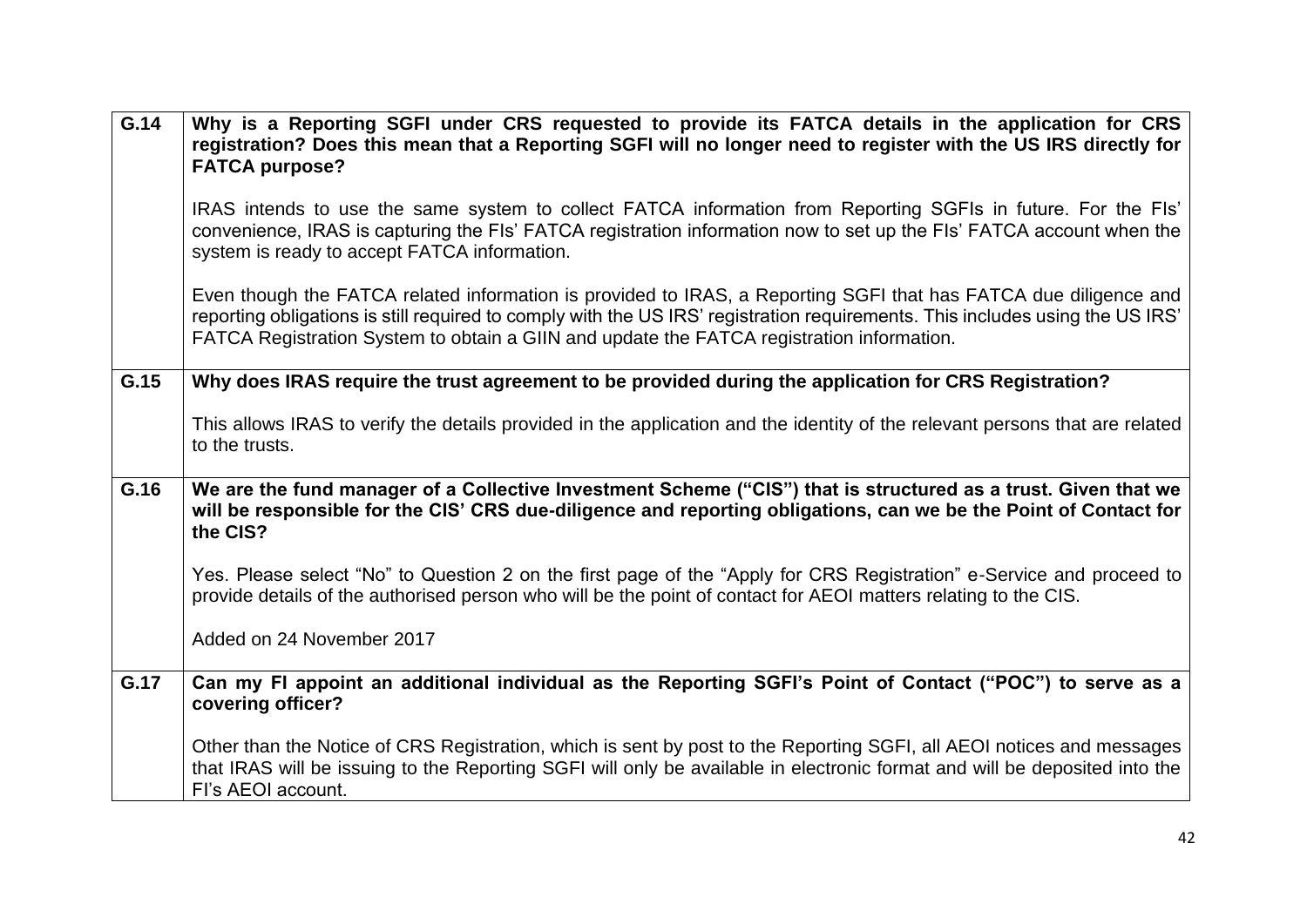| | |
|---|---|
| **G.14** | **Why is a Reporting SGFI under CRS requested to provide its FATCA details in the application for CRS registration? Does this mean that a Reporting SGFI will no longer need to register with the US IRS directly for FATCA purpose?**<br><br>IRAS intends to use the same system to collect FATCA information from Reporting SGFIs in future. For the FIs' convenience, IRAS is capturing the FIs' FATCA registration information now to set up the FIs' FATCA account when the system is ready to accept FATCA information.<br><br>Even though the FATCA related information is provided to IRAS, a Reporting SGFI that has FATCA due diligence and reporting obligations is still required to comply with the US IRS' registration requirements. This includes using the US IRS' FATCA Registration System to obtain a GIIN and update the FATCA registration information. |
| **G.15** | **Why does IRAS require the trust agreement to be provided during the application for CRS Registration?**<br><br>This allows IRAS to verify the details provided in the application and the identity of the relevant persons that are related to the trusts. |
| **G.16** | **We are the fund manager of a Collective Investment Scheme ("CIS") that is structured as a trust. Given that we will be responsible for the CIS' CRS due-diligence and reporting obligations, can we be the Point of Contact for the CIS?**<br><br>Yes. Please select "No" to Question 2 on the first page of the "Apply for CRS Registration" e-Service and proceed to provide details of the authorised person who will be the point of contact for AEOI matters relating to the CIS.<br><br>Added on 24 November 2017 |
| **G.17** | **Can my FI appoint an additional individual as the Reporting SGFI's Point of Contact ("POC") to serve as a covering officer?**<br><br>Other than the Notice of CRS Registration, which is sent by post to the Reporting SGFI, all AEOI notices and messages that IRAS will be issuing to the Reporting SGFI will only be available in electronic format and will be deposited into the FI's AEOI account. |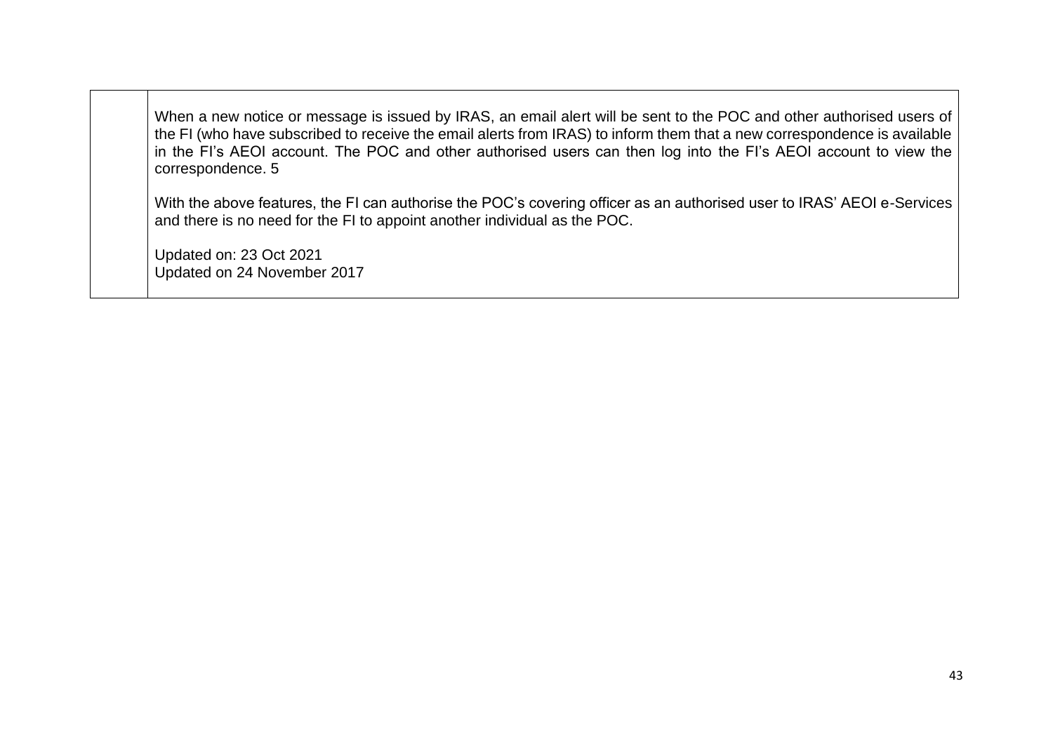| | |
|---|---|
| | When a new notice or message is issued by IRAS, an email alert will be sent to the POC and other authorised users of the FI (who have subscribed to receive the email alerts from IRAS) to inform them that a new correspondence is available in the FI's AEOI account. The POC and other authorised users can then log into the FI's AEOI account to view the correspondence. 5<br><br>With the above features, the FI can authorise the POC's covering officer as an authorised user to IRAS' AEOI e-Services and there is no need for the FI to appoint another individual as the POC.<br><br>Updated on: 23 Oct 2021<br>Updated on 24 November 2017 |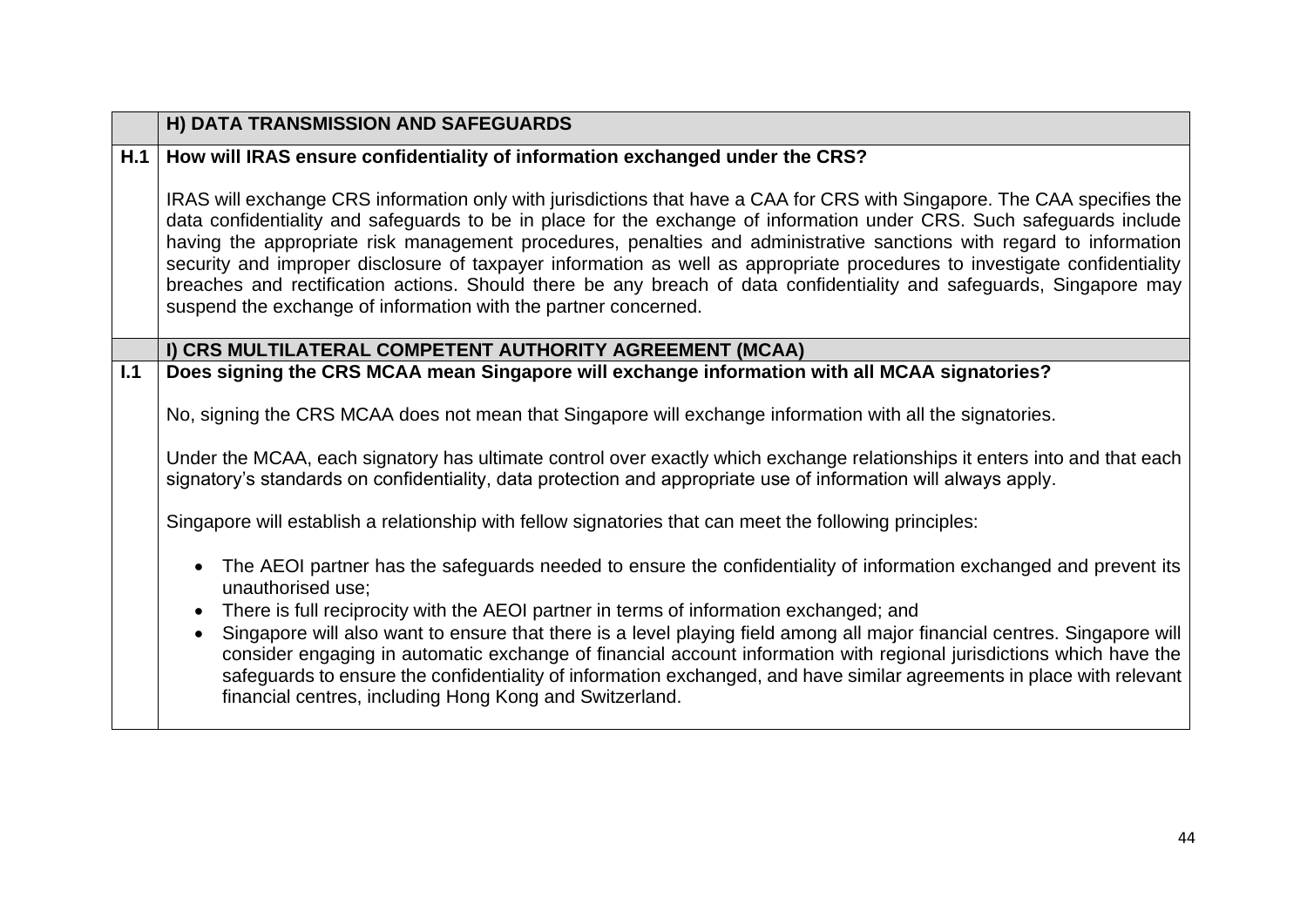| | H) DATA TRANSMISSION AND SAFEGUARDS |
|---|---|
| **H.1** | **How will IRAS ensure confidentiality of information exchanged under the CRS?**<br><br>IRAS will exchange CRS information only with jurisdictions that have a CAA for CRS with Singapore. The CAA specifies the data confidentiality and safeguards to be in place for the exchange of information under CRS. Such safeguards include having the appropriate risk management procedures, penalties and administrative sanctions with regard to information security and improper disclosure of taxpayer information as well as appropriate procedures to investigate confidentiality breaches and rectification actions. Should there be any breach of data confidentiality and safeguards, Singapore may suspend the exchange of information with the partner concerned. |
| | **I) CRS MULTILATERAL COMPETENT AUTHORITY AGREEMENT (MCAA)** |
| **I.1** | **Does signing the CRS MCAA mean Singapore will exchange information with all MCAA signatories?**<br><br>No, signing the CRS MCAA does not mean that Singapore will exchange information with all the signatories.<br><br>Under the MCAA, each signatory has ultimate control over exactly which exchange relationships it enters into and that each signatory's standards on confidentiality, data protection and appropriate use of information will always apply.<br><br>Singapore will establish a relationship with fellow signatories that can meet the following principles:<br><br>• The AEOI partner has the safeguards needed to ensure the confidentiality of information exchanged and prevent its unauthorised use;<br>• There is full reciprocity with the AEOI partner in terms of information exchanged; and<br>• Singapore will also want to ensure that there is a level playing field among all major financial centres. Singapore will consider engaging in automatic exchange of financial account information with regional jurisdictions which have the safeguards to ensure the confidentiality of information exchanged, and have similar agreements in place with relevant financial centres, including Hong Kong and Switzerland. |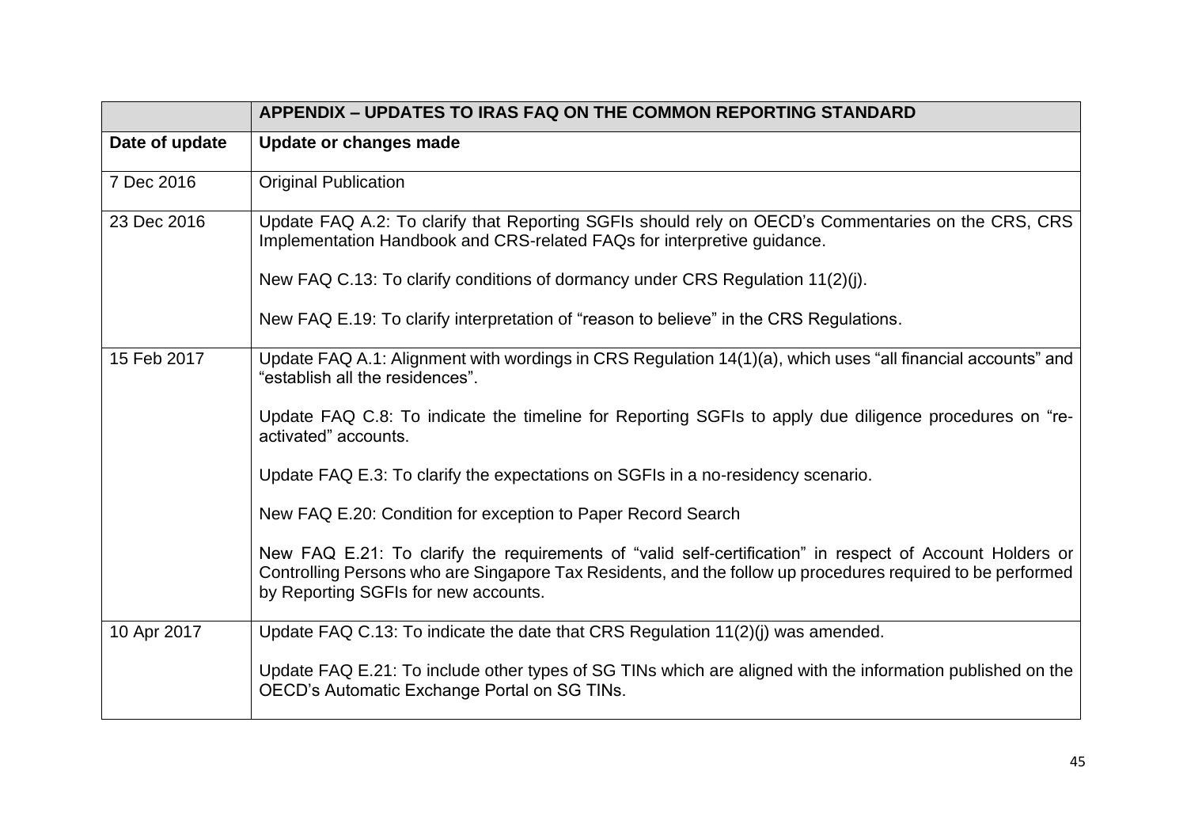| | APPENDIX – UPDATES TO IRAS FAQ ON THE COMMON REPORTING STANDARD |
|---|---|
| **Date of update** | **Update or changes made** |
| 7 Dec 2016 | Original Publication |
| 23 Dec 2016 | Update FAQ A.2: To clarify that Reporting SGFIs should rely on OECD's Commentaries on the CRS, CRS Implementation Handbook and CRS-related FAQs for interpretive guidance.<br><br>New FAQ C.13: To clarify conditions of dormancy under CRS Regulation 11(2)(j).<br><br>New FAQ E.19: To clarify interpretation of "reason to believe" in the CRS Regulations. |
| 15 Feb 2017 | Update FAQ A.1: Alignment with wordings in CRS Regulation 14(1)(a), which uses "all financial accounts" and "establish all the residences".<br><br>Update FAQ C.8: To indicate the timeline for Reporting SGFIs to apply due diligence procedures on "re-activated" accounts.<br><br>Update FAQ E.3: To clarify the expectations on SGFIs in a no-residency scenario.<br><br>New FAQ E.20: Condition for exception to Paper Record Search<br><br>New FAQ E.21: To clarify the requirements of "valid self-certification" in respect of Account Holders or Controlling Persons who are Singapore Tax Residents, and the follow up procedures required to be performed by Reporting SGFIs for new accounts. |
| 10 Apr 2017 | Update FAQ C.13: To indicate the date that CRS Regulation 11(2)(j) was amended.<br><br>Update FAQ E.21: To include other types of SG TINs which are aligned with the information published on the OECD's Automatic Exchange Portal on SG TINs. |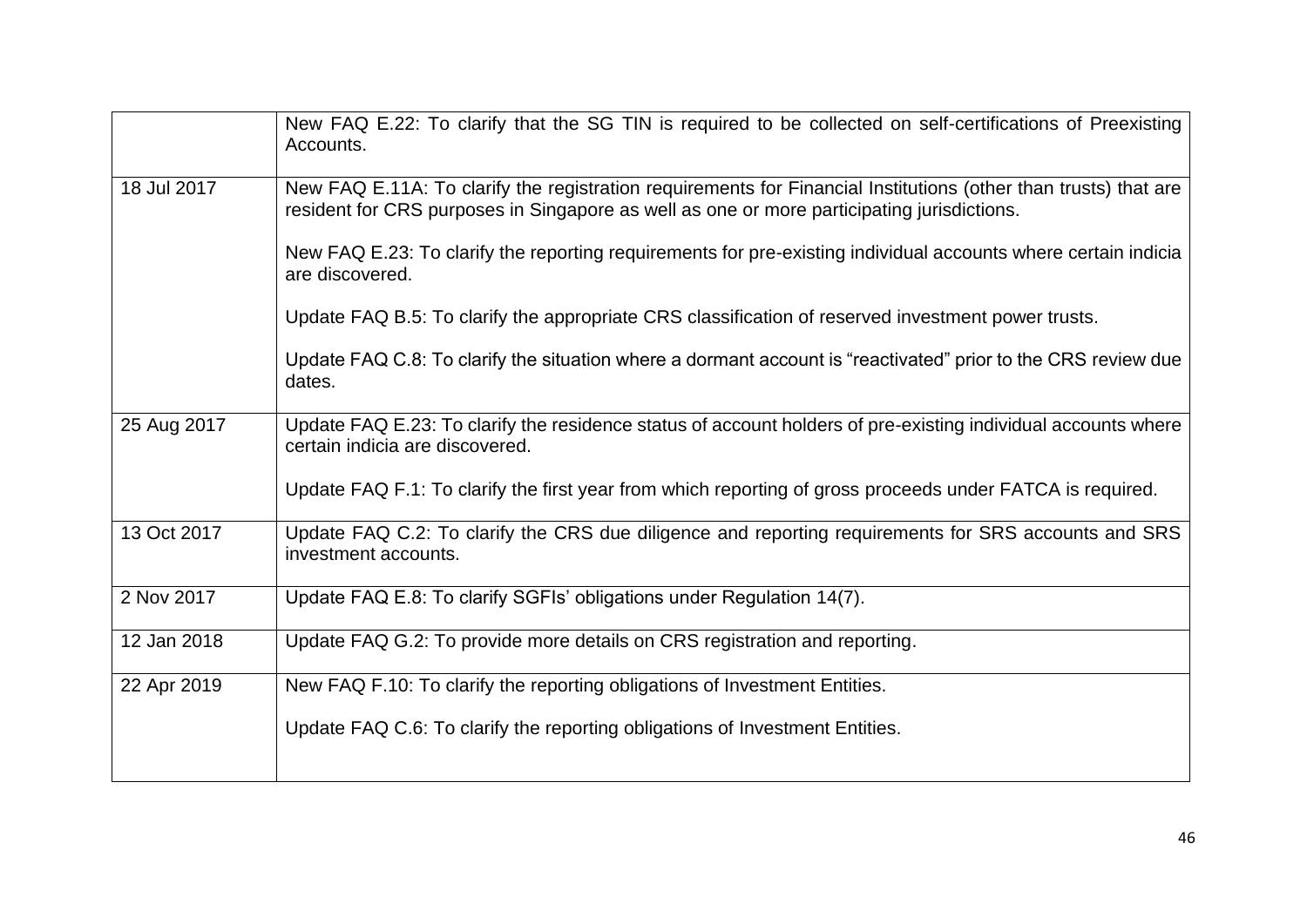| | |
|---|---|
| | New FAQ E.22: To clarify that the SG TIN is required to be collected on self-certifications of Preexisting Accounts. |
| 18 Jul 2017 | New FAQ E.11A: To clarify the registration requirements for Financial Institutions (other than trusts) that are resident for CRS purposes in Singapore as well as one or more participating jurisdictions.<br><br>New FAQ E.23: To clarify the reporting requirements for pre-existing individual accounts where certain indicia are discovered.<br><br>Update FAQ B.5: To clarify the appropriate CRS classification of reserved investment power trusts.<br><br>Update FAQ C.8: To clarify the situation where a dormant account is "reactivated" prior to the CRS review due dates. |
| 25 Aug 2017 | Update FAQ E.23: To clarify the residence status of account holders of pre-existing individual accounts where certain indicia are discovered.<br><br>Update FAQ F.1: To clarify the first year from which reporting of gross proceeds under FATCA is required. |
| 13 Oct 2017 | Update FAQ C.2: To clarify the CRS due diligence and reporting requirements for SRS accounts and SRS investment accounts. |
| 2 Nov 2017 | Update FAQ E.8: To clarify SGFIs' obligations under Regulation 14(7). |
| 12 Jan 2018 | Update FAQ G.2: To provide more details on CRS registration and reporting. |
| 22 Apr 2019 | New FAQ F.10: To clarify the reporting obligations of Investment Entities.<br><br>Update FAQ C.6: To clarify the reporting obligations of Investment Entities. |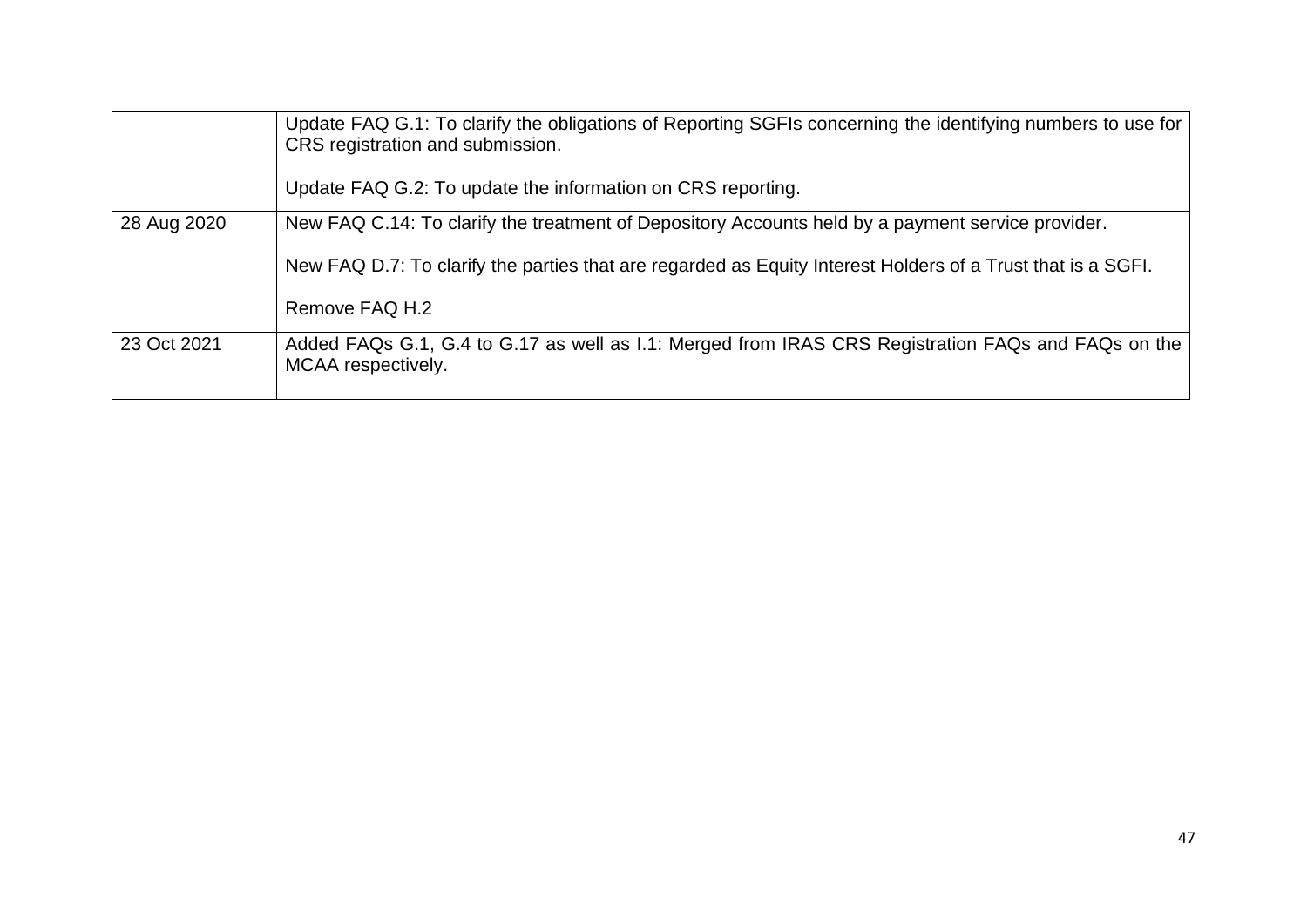| | |
|---|---|
| | Update FAQ G.1: To clarify the obligations of Reporting SGFIs concerning the identifying numbers to use for CRS registration and submission.<br><br>Update FAQ G.2: To update the information on CRS reporting. |
| 28 Aug 2020 | New FAQ C.14: To clarify the treatment of Depository Accounts held by a payment service provider.<br><br>New FAQ D.7: To clarify the parties that are regarded as Equity Interest Holders of a Trust that is a SGFI.<br><br>Remove FAQ H.2 |
| 23 Oct 2021 | Added FAQs G.1, G.4 to G.17 as well as I.1: Merged from IRAS CRS Registration FAQs and FAQs on the MCAA respectively. |